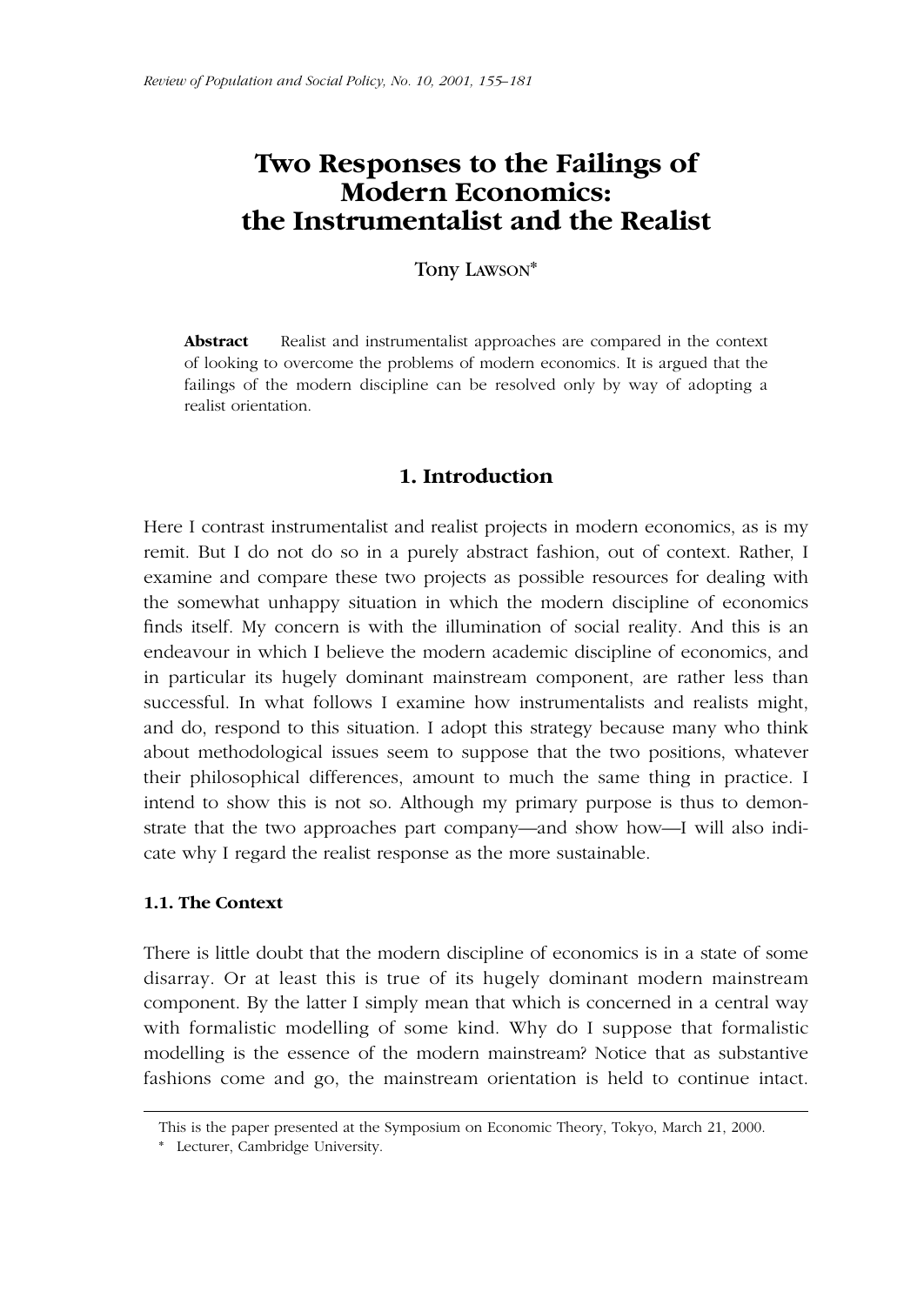# Two Responses to the Failings of Modern Economics: the Instrumentalist and the Realist

Tony LAWSON*

**Abstract** Realist and instrumentalist approaches are compared in the context of looking to overcome the problems of modern economics. It is argued that the failings of the modern discipline can be resolved only by way of adopting a realist orientation.

## 1. Introduction

Here I contrast instrumentalist and realist projects in modern economics, as is my remit. But I do not do so in a purely abstract fashion, out of context. Rather, I examine and compare these two projects as possible resources for dealing with the somewhat unhappy situation in which the modern discipline of economics finds itself. My concern is with the illumination of social reality. And this is an endeavour in which I believe the modern academic discipline of economics, and in particular its hugely dominant mainstream component, are rather less than successful. In what follows I examine how instrumentalists and realists might, and do, respond to this situation. I adopt this strategy because many who think about methodological issues seem to suppose that the two positions, whatever their philosophical differences, amount to much the same thing in practice. I intend to show this is not so. Although my primary purpose is thus to demonstrate that the two approaches part company—and show how—I will also indicate why I regard the realist response as the more sustainable.

### 1.1. The Context

There is little doubt that the modern discipline of economics is in a state of some disarray. Or at least this is true of its hugely dominant modern mainstream component. By the latter I simply mean that which is concerned in a central way with formalistic modelling of some kind. Why do I suppose that formalistic modelling is the essence of the modern mainstream? Notice that as substantive fashions come and go, the mainstream orientation is held to continue intact.

---

This is the paper presented at the Symposium on Economic Theory, Tokyo, March 21, 2000.

\* Lecturer, Cambridge University.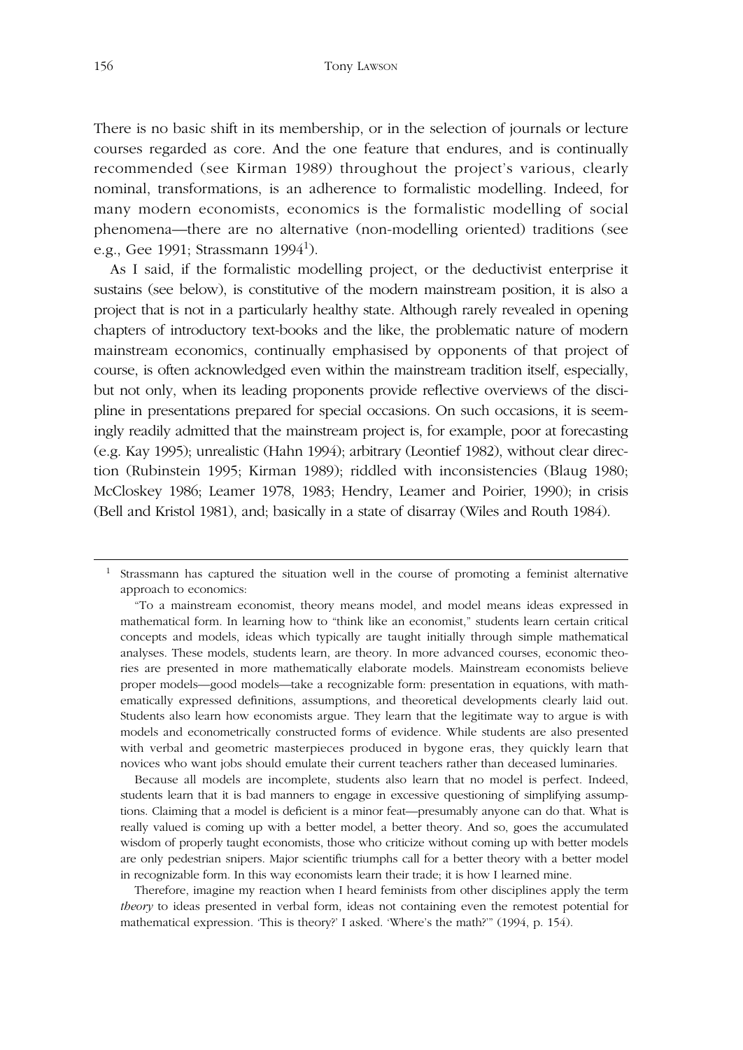There is no basic shift in its membership, or in the selection of journals or lecture courses regarded as core. And the one feature that endures, and is continually recommended (see Kirman 1989) throughout the project's various, clearly nominal, transformations, is an adherence to formalistic modelling. Indeed, for many modern economists, economics is the formalistic modelling of social phenomena—there are no alternative (non-modelling oriented) traditions (see e.g., Gee 1991; Strassmann 1994[1]).

As I said, if the formalistic modelling project, or the deductivist enterprise it sustains (see below), is constitutive of the modern mainstream position, it is also a project that is not in a particularly healthy state. Although rarely revealed in opening chapters of introductory text-books and the like, the problematic nature of modern mainstream economics, continually emphasised by opponents of that project of course, is often acknowledged even within the mainstream tradition itself, especially, but not only, when its leading proponents provide reflective overviews of the discipline in presentations prepared for special occasions. On such occasions, it is seemingly readily admitted that the mainstream project is, for example, poor at forecasting (e.g. Kay 1995); unrealistic (Hahn 1994); arbitrary (Leontief 1982), without clear direction (Rubinstein 1995; Kirman 1989); riddled with inconsistencies (Blaug 1980; McCloskey 1986; Leamer 1978, 1983; Hendry, Leamer and Poirier, 1990); in crisis (Bell and Kristol 1981), and; basically in a state of disarray (Wiles and Routh 1984).

---

[1] Strassmann has captured the situation well in the course of promoting a feminist alternative approach to economics:

"To a mainstream economist, theory means model, and model means ideas expressed in mathematical form. In learning how to "think like an economist," students learn certain critical concepts and models, ideas which typically are taught initially through simple mathematical analyses. These models, students learn, are theory. In more advanced courses, economic theories are presented in more mathematically elaborate models. Mainstream economists believe proper models—good models—take a recognizable form: presentation in equations, with mathematically expressed definitions, assumptions, and theoretical developments clearly laid out. Students also learn how economists argue. They learn that the legitimate way to argue is with models and econometrically constructed forms of evidence. While students are also presented with verbal and geometric masterpieces produced in bygone eras, they quickly learn that novices who want jobs should emulate their current teachers rather than deceased luminaries.

Because all models are incomplete, students also learn that no model is perfect. Indeed, students learn that it is bad manners to engage in excessive questioning of simplifying assumptions. Claiming that a model is deficient is a minor feat—presumably anyone can do that. What is really valued is coming up with a better model, a better theory. And so, goes the accumulated wisdom of properly taught economists, those who criticize without coming up with better models are only pedestrian snipers. Major scientific triumphs call for a better theory with a better model in recognizable form. In this way economists learn their trade; it is how I learned mine.

Therefore, imagine my reaction when I heard feminists from other disciplines apply the term *theory* to ideas presented in verbal form, ideas not containing even the remotest potential for mathematical expression. 'This is theory?' I asked. 'Where's the math?'" (1994, p. 154).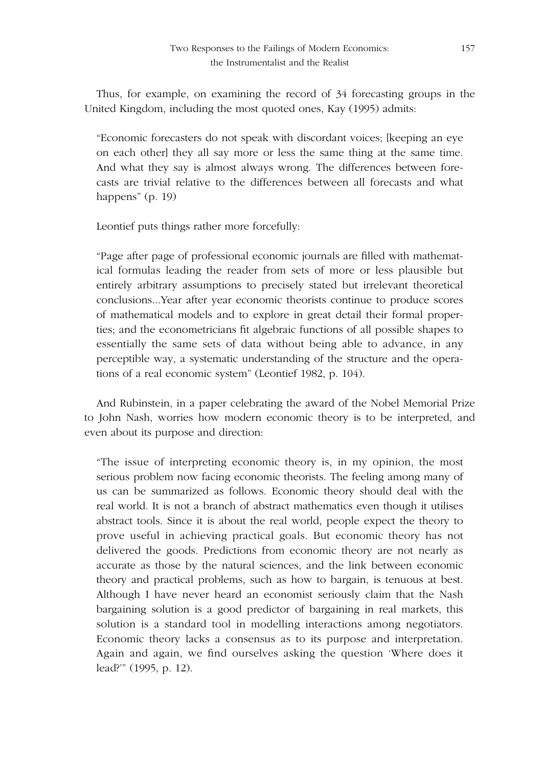Thus, for example, on examining the record of 34 forecasting groups in the United Kingdom, including the most quoted ones, Kay (1995) admits:

> "Economic forecasters do not speak with discordant voices; [keeping an eye on each other] they all say more or less the same thing at the same time. And what they say is almost always wrong. The differences between forecasts are trivial relative to the differences between all forecasts and what happens" (p. 19)

Leontief puts things rather more forcefully:

> "Page after page of professional economic journals are filled with mathematical formulas leading the reader from sets of more or less plausible but entirely arbitrary assumptions to precisely stated but irrelevant theoretical conclusions...Year after year economic theorists continue to produce scores of mathematical models and to explore in great detail their formal properties; and the econometricians fit algebraic functions of all possible shapes to essentially the same sets of data without being able to advance, in any perceptible way, a systematic understanding of the structure and the operations of a real economic system" (Leontief 1982, p. 104).

And Rubinstein, in a paper celebrating the award of the Nobel Memorial Prize to John Nash, worries how modern economic theory is to be interpreted, and even about its purpose and direction:

> "The issue of interpreting economic theory is, in my opinion, the most serious problem now facing economic theorists. The feeling among many of us can be summarized as follows. Economic theory should deal with the real world. It is not a branch of abstract mathematics even though it utilises abstract tools. Since it is about the real world, people expect the theory to prove useful in achieving practical goals. But economic theory has not delivered the goods. Predictions from economic theory are not nearly as accurate as those by the natural sciences, and the link between economic theory and practical problems, such as how to bargain, is tenuous at best. Although I have never heard an economist seriously claim that the Nash bargaining solution is a good predictor of bargaining in real markets, this solution is a standard tool in modelling interactions among negotiators. Economic theory lacks a consensus as to its purpose and interpretation. Again and again, we find ourselves asking the question 'Where does it lead?'" (1995, p. 12).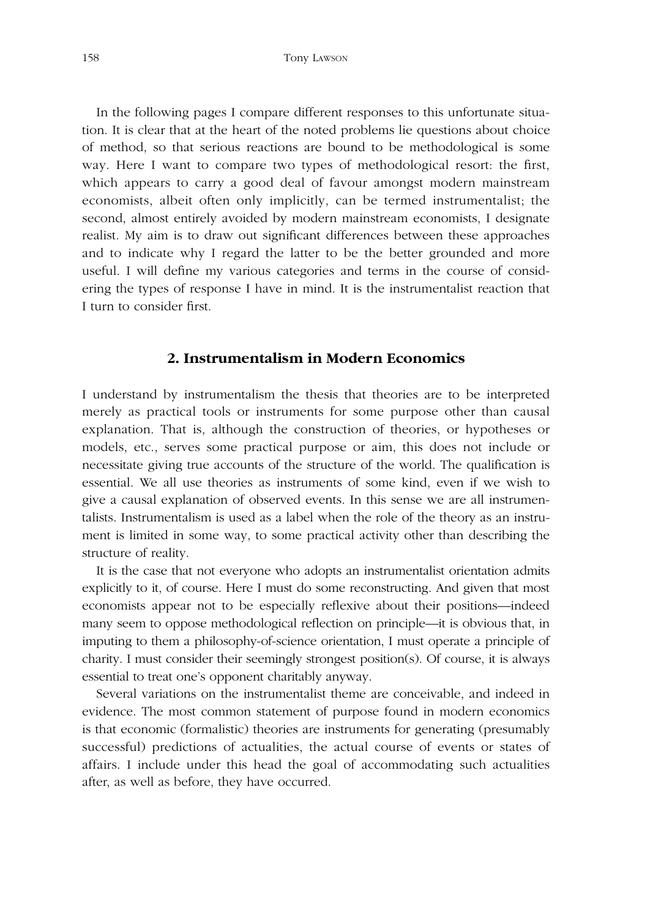In the following pages I compare different responses to this unfortunate situation. It is clear that at the heart of the noted problems lie questions about choice of method, so that serious reactions are bound to be methodological is some way. Here I want to compare two types of methodological resort: the first, which appears to carry a good deal of favour amongst modern mainstream economists, albeit often only implicitly, can be termed instrumentalist; the second, almost entirely avoided by modern mainstream economists, I designate realist. My aim is to draw out significant differences between these approaches and to indicate why I regard the latter to be the better grounded and more useful. I will define my various categories and terms in the course of considering the types of response I have in mind. It is the instrumentalist reaction that I turn to consider first.

## 2. Instrumentalism in Modern Economics

I understand by instrumentalism the thesis that theories are to be interpreted merely as practical tools or instruments for some purpose other than causal explanation. That is, although the construction of theories, or hypotheses or models, etc., serves some practical purpose or aim, this does not include or necessitate giving true accounts of the structure of the world. The qualification is essential. We all use theories as instruments of some kind, even if we wish to give a causal explanation of observed events. In this sense we are all instrumentalists. Instrumentalism is used as a label when the role of the theory as an instrument is limited in some way, to some practical activity other than describing the structure of reality.

It is the case that not everyone who adopts an instrumentalist orientation admits explicitly to it, of course. Here I must do some reconstructing. And given that most economists appear not to be especially reflexive about their positions—indeed many seem to oppose methodological reflection on principle—it is obvious that, in imputing to them a philosophy-of-science orientation, I must operate a principle of charity. I must consider their seemingly strongest position(s). Of course, it is always essential to treat one's opponent charitably anyway.

Several variations on the instrumentalist theme are conceivable, and indeed in evidence. The most common statement of purpose found in modern economics is that economic (formalistic) theories are instruments for generating (presumably successful) predictions of actualities, the actual course of events or states of affairs. I include under this head the goal of accommodating such actualities after, as well as before, they have occurred.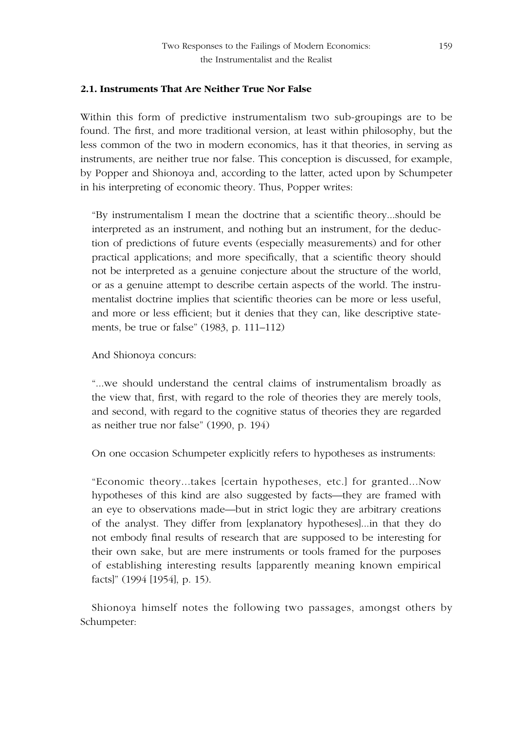### 2.1. Instruments That Are Neither True Nor False

Within this form of predictive instrumentalism two sub-groupings are to be found. The first, and more traditional version, at least within philosophy, but the less common of the two in modern economics, has it that theories, in serving as instruments, are neither true nor false. This conception is discussed, for example, by Popper and Shionoya and, according to the latter, acted upon by Schumpeter in his interpreting of economic theory. Thus, Popper writes:

> "By instrumentalism I mean the doctrine that a scientific theory...should be interpreted as an instrument, and nothing but an instrument, for the deduction of predictions of future events (especially measurements) and for other practical applications; and more specifically, that a scientific theory should not be interpreted as a genuine conjecture about the structure of the world, or as a genuine attempt to describe certain aspects of the world. The instrumentalist doctrine implies that scientific theories can be more or less useful, and more or less efficient; but it denies that they can, like descriptive statements, be true or false" (1983, p. 111–112)

And Shionoya concurs:

> "...we should understand the central claims of instrumentalism broadly as the view that, first, with regard to the role of theories they are merely tools, and second, with regard to the cognitive status of theories they are regarded as neither true nor false" (1990, p. 194)

On one occasion Schumpeter explicitly refers to hypotheses as instruments:

> "Economic theory...takes [certain hypotheses, etc.] for granted...Now hypotheses of this kind are also suggested by facts—they are framed with an eye to observations made—but in strict logic they are arbitrary creations of the analyst. They differ from [explanatory hypotheses]...in that they do not embody final results of research that are supposed to be interesting for their own sake, but are mere instruments or tools framed for the purposes of establishing interesting results [apparently meaning known empirical facts]" (1994 [1954], p. 15).

Shionoya himself notes the following two passages, amongst others by Schumpeter: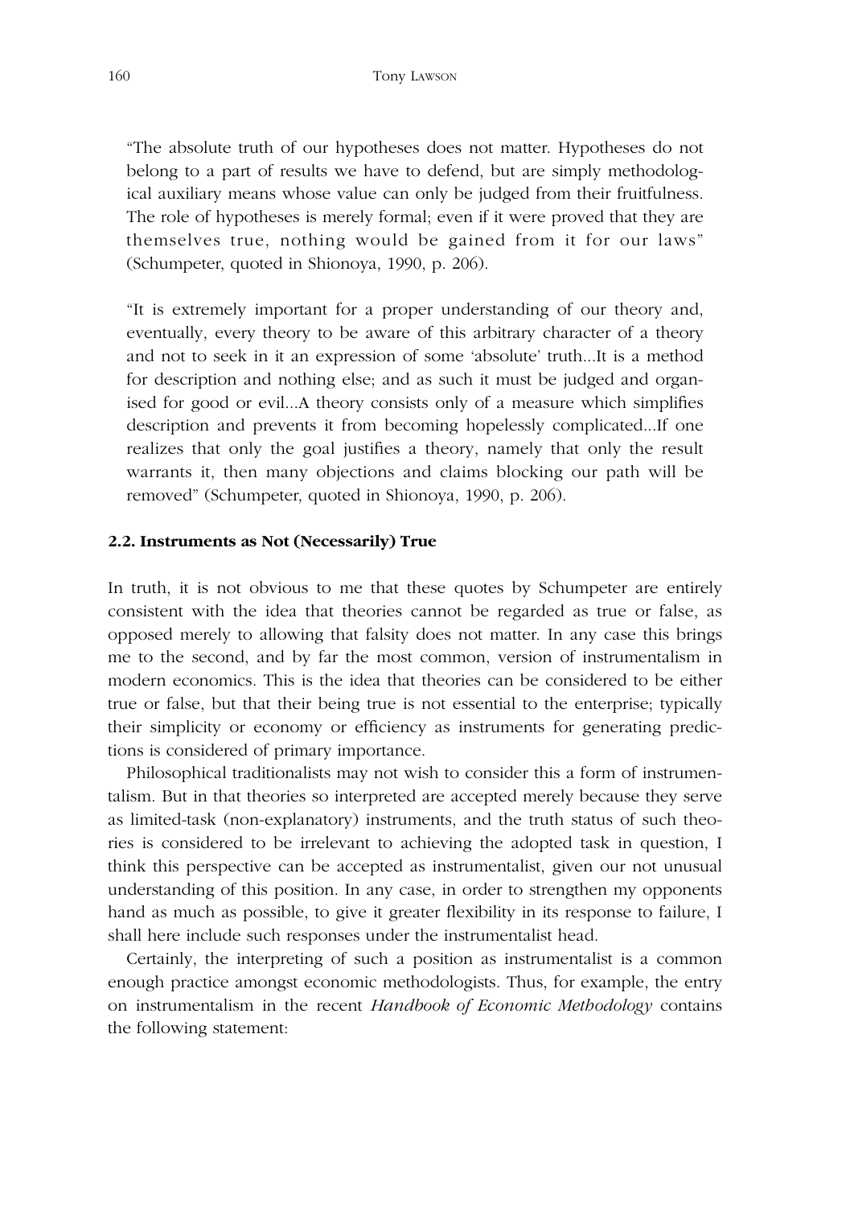"The absolute truth of our hypotheses does not matter. Hypotheses do not belong to a part of results we have to defend, but are simply methodological auxiliary means whose value can only be judged from their fruitfulness. The role of hypotheses is merely formal; even if it were proved that they are themselves true, nothing would be gained from it for our laws" (Schumpeter, quoted in Shionoya, 1990, p. 206).

"It is extremely important for a proper understanding of our theory and, eventually, every theory to be aware of this arbitrary character of a theory and not to seek in it an expression of some 'absolute' truth...It is a method for description and nothing else; and as such it must be judged and organised for good or evil...A theory consists only of a measure which simplifies description and prevents it from becoming hopelessly complicated...If one realizes that only the goal justifies a theory, namely that only the result warrants it, then many objections and claims blocking our path will be removed" (Schumpeter, quoted in Shionoya, 1990, p. 206).

### 2.2. Instruments as Not (Necessarily) True

In truth, it is not obvious to me that these quotes by Schumpeter are entirely consistent with the idea that theories cannot be regarded as true or false, as opposed merely to allowing that falsity does not matter. In any case this brings me to the second, and by far the most common, version of instrumentalism in modern economics. This is the idea that theories can be considered to be either true or false, but that their being true is not essential to the enterprise; typically their simplicity or economy or efficiency as instruments for generating predictions is considered of primary importance.

Philosophical traditionalists may not wish to consider this a form of instrumentalism. But in that theories so interpreted are accepted merely because they serve as limited-task (non-explanatory) instruments, and the truth status of such theories is considered to be irrelevant to achieving the adopted task in question, I think this perspective can be accepted as instrumentalist, given our not unusual understanding of this position. In any case, in order to strengthen my opponents hand as much as possible, to give it greater flexibility in its response to failure, I shall here include such responses under the instrumentalist head.

Certainly, the interpreting of such a position as instrumentalist is a common enough practice amongst economic methodologists. Thus, for example, the entry on instrumentalism in the recent *Handbook of Economic Methodology* contains the following statement: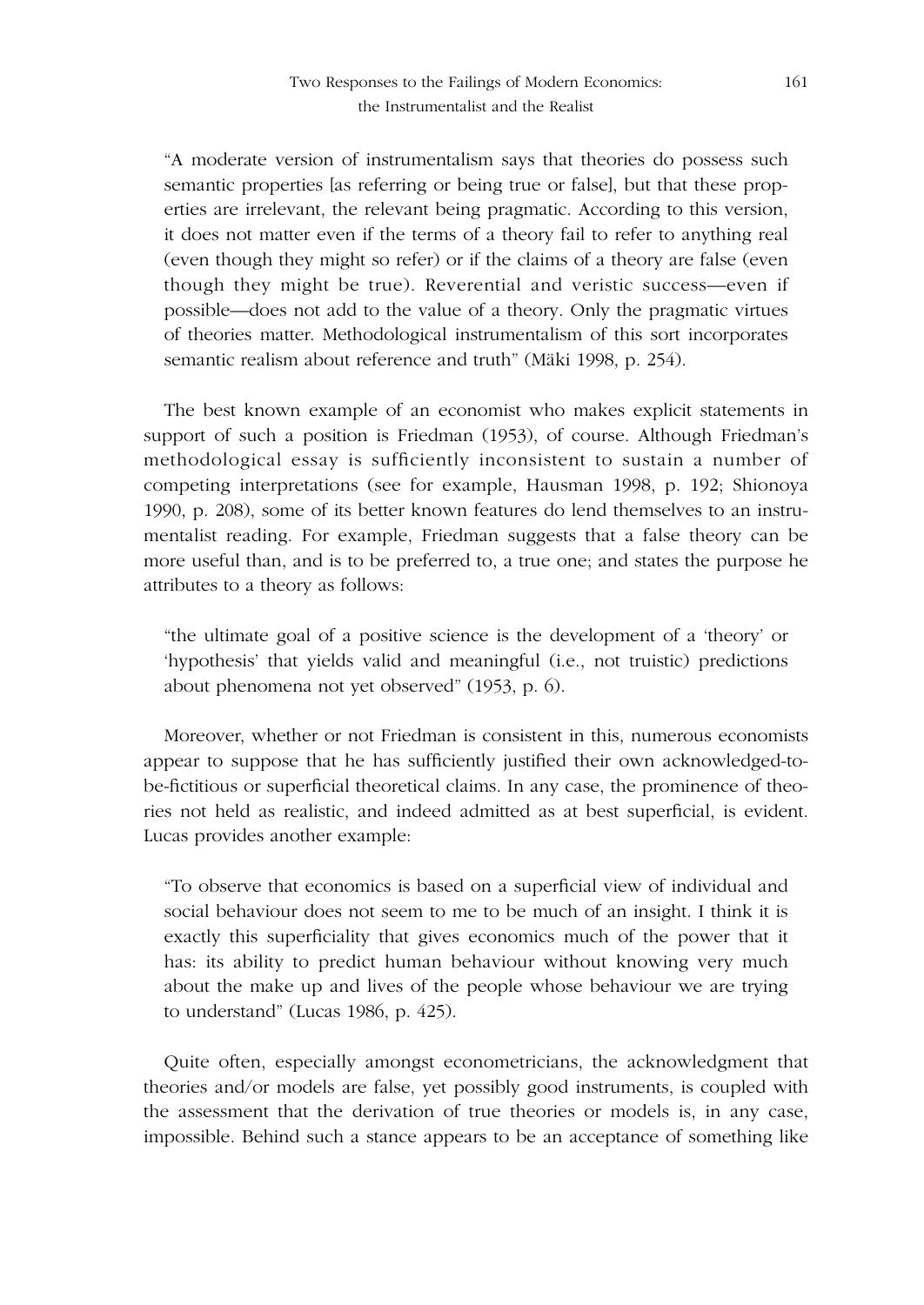> "A moderate version of instrumentalism says that theories do possess such semantic properties [as referring or being true or false], but that these properties are irrelevant, the relevant being pragmatic. According to this version, it does not matter even if the terms of a theory fail to refer to anything real (even though they might so refer) or if the claims of a theory are false (even though they might be true). Reverential and veristic success—even if possible—does not add to the value of a theory. Only the pragmatic virtues of theories matter. Methodological instrumentalism of this sort incorporates semantic realism about reference and truth" (Mäki 1998, p. 254).

The best known example of an economist who makes explicit statements in support of such a position is Friedman (1953), of course. Although Friedman's methodological essay is sufficiently inconsistent to sustain a number of competing interpretations (see for example, Hausman 1998, p. 192; Shionoya 1990, p. 208), some of its better known features do lend themselves to an instrumentalist reading. For example, Friedman suggests that a false theory can be more useful than, and is to be preferred to, a true one; and states the purpose he attributes to a theory as follows:

> "the ultimate goal of a positive science is the development of a 'theory' or 'hypothesis' that yields valid and meaningful (i.e., not truistic) predictions about phenomena not yet observed" (1953, p. 6).

Moreover, whether or not Friedman is consistent in this, numerous economists appear to suppose that he has sufficiently justified their own acknowledged-to-be-fictitious or superficial theoretical claims. In any case, the prominence of theories not held as realistic, and indeed admitted as at best superficial, is evident. Lucas provides another example:

> "To observe that economics is based on a superficial view of individual and social behaviour does not seem to me to be much of an insight. I think it is exactly this superficiality that gives economics much of the power that it has: its ability to predict human behaviour without knowing very much about the make up and lives of the people whose behaviour we are trying to understand" (Lucas 1986, p. 425).

Quite often, especially amongst econometricians, the acknowledgment that theories and/or models are false, yet possibly good instruments, is coupled with the assessment that the derivation of true theories or models is, in any case, impossible. Behind such a stance appears to be an acceptance of something like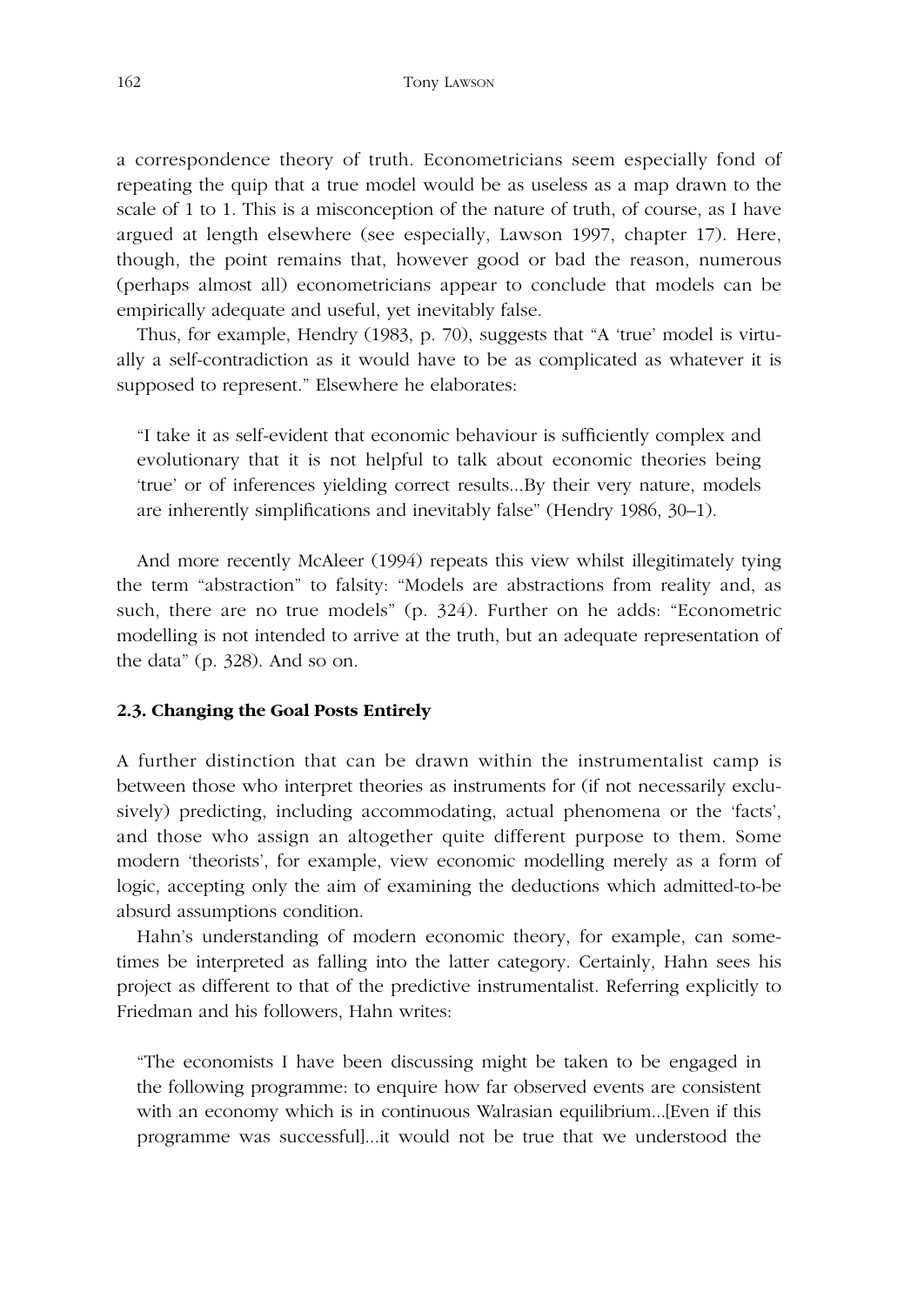a correspondence theory of truth. Econometricians seem especially fond of repeating the quip that a true model would be as useless as a map drawn to the scale of 1 to 1. This is a misconception of the nature of truth, of course, as I have argued at length elsewhere (see especially, Lawson 1997, chapter 17). Here, though, the point remains that, however good or bad the reason, numerous (perhaps almost all) econometricians appear to conclude that models can be empirically adequate and useful, yet inevitably false.

Thus, for example, Hendry (1983, p. 70), suggests that "A 'true' model is virtually a self-contradiction as it would have to be as complicated as whatever it is supposed to represent." Elsewhere he elaborates:

> "I take it as self-evident that economic behaviour is sufficiently complex and evolutionary that it is not helpful to talk about economic theories being 'true' or of inferences yielding correct results...By their very nature, models are inherently simplifications and inevitably false" (Hendry 1986, 30–1).

And more recently McAleer (1994) repeats this view whilst illegitimately tying the term "abstraction" to falsity: "Models are abstractions from reality and, as such, there are no true models" (p. 324). Further on he adds: "Econometric modelling is not intended to arrive at the truth, but an adequate representation of the data" (p. 328). And so on.

### 2.3. Changing the Goal Posts Entirely

A further distinction that can be drawn within the instrumentalist camp is between those who interpret theories as instruments for (if not necessarily exclusively) predicting, including accommodating, actual phenomena or the 'facts', and those who assign an altogether quite different purpose to them. Some modern 'theorists', for example, view economic modelling merely as a form of logic, accepting only the aim of examining the deductions which admitted-to-be absurd assumptions condition.

Hahn's understanding of modern economic theory, for example, can sometimes be interpreted as falling into the latter category. Certainly, Hahn sees his project as different to that of the predictive instrumentalist. Referring explicitly to Friedman and his followers, Hahn writes:

> "The economists I have been discussing might be taken to be engaged in the following programme: to enquire how far observed events are consistent with an economy which is in continuous Walrasian equilibrium...[Even if this programme was successful]...it would not be true that we understood the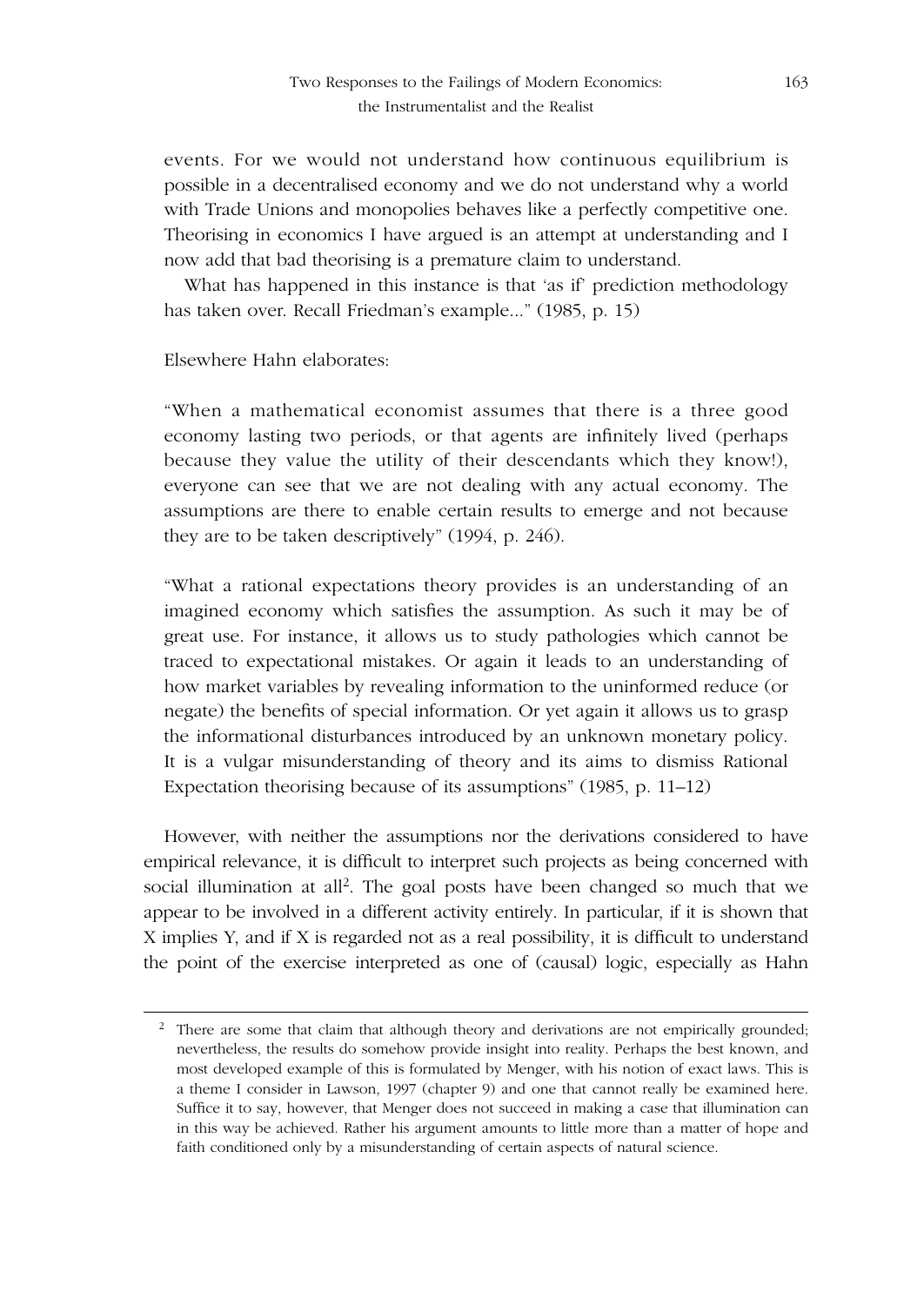events. For we would not understand how continuous equilibrium is possible in a decentralised economy and we do not understand why a world with Trade Unions and monopolies behaves like a perfectly competitive one. Theorising in economics I have argued is an attempt at understanding and I now add that bad theorising is a premature claim to understand.

What has happened in this instance is that 'as if' prediction methodology has taken over. Recall Friedman's example..." (1985, p. 15)

Elsewhere Hahn elaborates:

> "When a mathematical economist assumes that there is a three good economy lasting two periods, or that agents are infinitely lived (perhaps because they value the utility of their descendants which they know!), everyone can see that we are not dealing with any actual economy. The assumptions are there to enable certain results to emerge and not because they are to be taken descriptively" (1994, p. 246).

> "What a rational expectations theory provides is an understanding of an imagined economy which satisfies the assumption. As such it may be of great use. For instance, it allows us to study pathologies which cannot be traced to expectational mistakes. Or again it leads to an understanding of how market variables by revealing information to the uninformed reduce (or negate) the benefits of special information. Or yet again it allows us to grasp the informational disturbances introduced by an unknown monetary policy. It is a vulgar misunderstanding of theory and its aims to dismiss Rational Expectation theorising because of its assumptions" (1985, p. 11–12)

However, with neither the assumptions nor the derivations considered to have empirical relevance, it is difficult to interpret such projects as being concerned with social illumination at all[2]. The goal posts have been changed so much that we appear to be involved in a different activity entirely. In particular, if it is shown that X implies Y, and if X is regarded not as a real possibility, it is difficult to understand the point of the exercise interpreted as one of (causal) logic, especially as Hahn

---

[2] There are some that claim that although theory and derivations are not empirically grounded; nevertheless, the results do somehow provide insight into reality. Perhaps the best known, and most developed example of this is formulated by Menger, with his notion of exact laws. This is a theme I consider in Lawson, 1997 (chapter 9) and one that cannot really be examined here. Suffice it to say, however, that Menger does not succeed in making a case that illumination can in this way be achieved. Rather his argument amounts to little more than a matter of hope and faith conditioned only by a misunderstanding of certain aspects of natural science.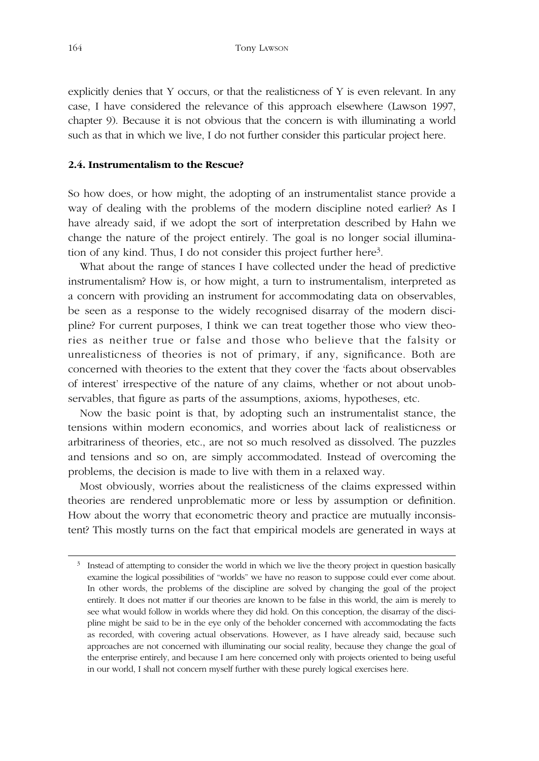explicitly denies that Y occurs, or that the realisticness of Y is even relevant. In any case, I have considered the relevance of this approach elsewhere (Lawson 1997, chapter 9). Because it is not obvious that the concern is with illuminating a world such as that in which we live, I do not further consider this particular project here.

### 2.4. Instrumentalism to the Rescue?

So how does, or how might, the adopting of an instrumentalist stance provide a way of dealing with the problems of the modern discipline noted earlier? As I have already said, if we adopt the sort of interpretation described by Hahn we change the nature of the project entirely. The goal is no longer social illumination of any kind. Thus, I do not consider this project further here[3].

What about the range of stances I have collected under the head of predictive instrumentalism? How is, or how might, a turn to instrumentalism, interpreted as a concern with providing an instrument for accommodating data on observables, be seen as a response to the widely recognised disarray of the modern discipline? For current purposes, I think we can treat together those who view theories as neither true or false and those who believe that the falsity or unrealisticness of theories is not of primary, if any, significance. Both are concerned with theories to the extent that they cover the 'facts about observables of interest' irrespective of the nature of any claims, whether or not about unobservables, that figure as parts of the assumptions, axioms, hypotheses, etc.

Now the basic point is that, by adopting such an instrumentalist stance, the tensions within modern economics, and worries about lack of realisticness or arbitrariness of theories, etc., are not so much resolved as dissolved. The puzzles and tensions and so on, are simply accommodated. Instead of overcoming the problems, the decision is made to live with them in a relaxed way.

Most obviously, worries about the realisticness of the claims expressed within theories are rendered unproblematic more or less by assumption or definition. How about the worry that econometric theory and practice are mutually inconsistent? This mostly turns on the fact that empirical models are generated in ways at

---

[3] Instead of attempting to consider the world in which we live the theory project in question basically examine the logical possibilities of "worlds" we have no reason to suppose could ever come about. In other words, the problems of the discipline are solved by changing the goal of the project entirely. It does not matter if our theories are known to be false in this world, the aim is merely to see what would follow in worlds where they did hold. On this conception, the disarray of the discipline might be said to be in the eye only of the beholder concerned with accommodating the facts as recorded, with covering actual observations. However, as I have already said, because such approaches are not concerned with illuminating our social reality, because they change the goal of the enterprise entirely, and because I am here concerned only with projects oriented to being useful in our world, I shall not concern myself further with these purely logical exercises here.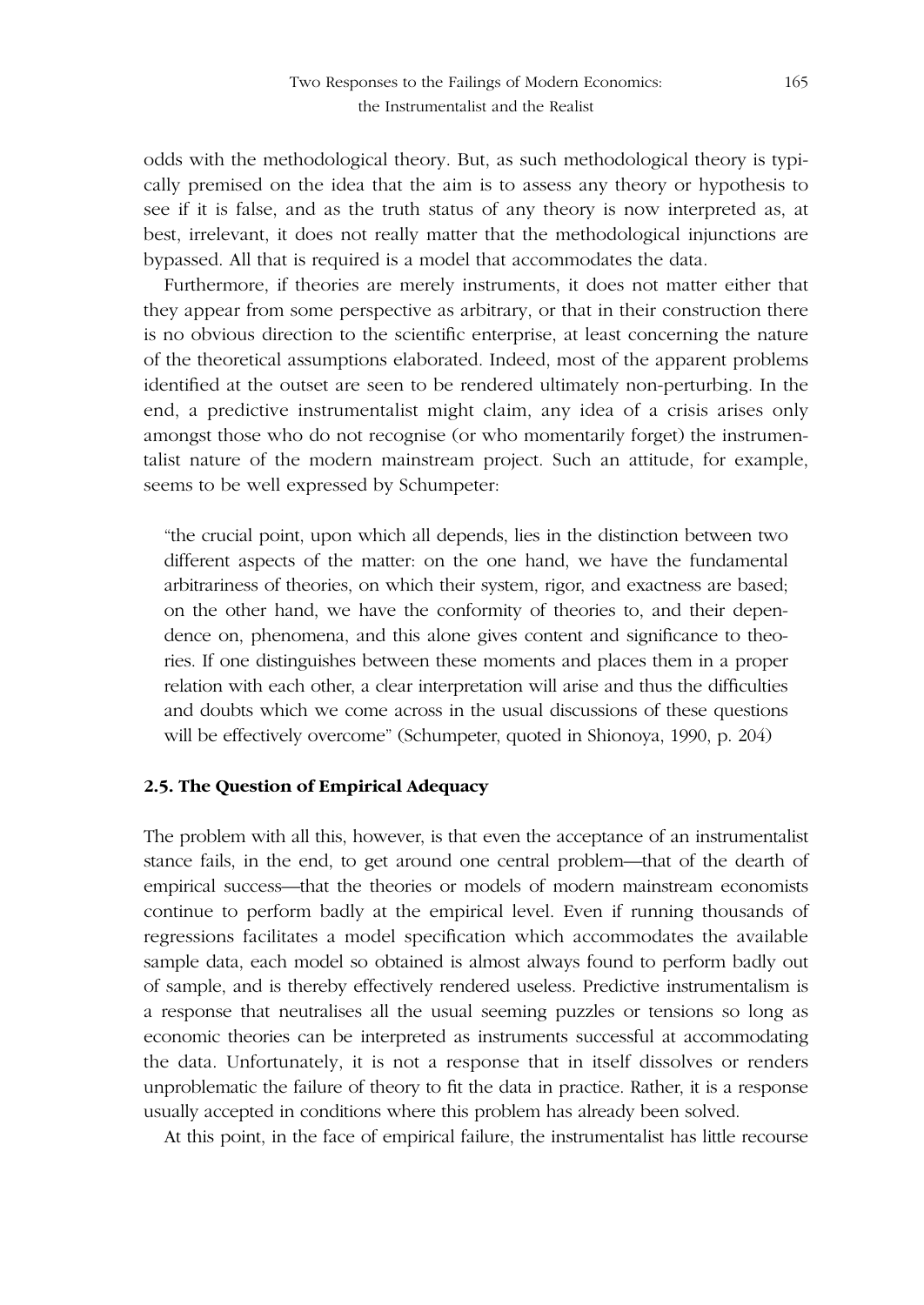odds with the methodological theory. But, as such methodological theory is typically premised on the idea that the aim is to assess any theory or hypothesis to see if it is false, and as the truth status of any theory is now interpreted as, at best, irrelevant, it does not really matter that the methodological injunctions are bypassed. All that is required is a model that accommodates the data.

Furthermore, if theories are merely instruments, it does not matter either that they appear from some perspective as arbitrary, or that in their construction there is no obvious direction to the scientific enterprise, at least concerning the nature of the theoretical assumptions elaborated. Indeed, most of the apparent problems identified at the outset are seen to be rendered ultimately non-perturbing. In the end, a predictive instrumentalist might claim, any idea of a crisis arises only amongst those who do not recognise (or who momentarily forget) the instrumentalist nature of the modern mainstream project. Such an attitude, for example, seems to be well expressed by Schumpeter:

> "the crucial point, upon which all depends, lies in the distinction between two different aspects of the matter: on the one hand, we have the fundamental arbitrariness of theories, on which their system, rigor, and exactness are based; on the other hand, we have the conformity of theories to, and their dependence on, phenomena, and this alone gives content and significance to theories. If one distinguishes between these moments and places them in a proper relation with each other, a clear interpretation will arise and thus the difficulties and doubts which we come across in the usual discussions of these questions will be effectively overcome" (Schumpeter, quoted in Shionoya, 1990, p. 204)

### 2.5. The Question of Empirical Adequacy

The problem with all this, however, is that even the acceptance of an instrumentalist stance fails, in the end, to get around one central problem—that of the dearth of empirical success—that the theories or models of modern mainstream economists continue to perform badly at the empirical level. Even if running thousands of regressions facilitates a model specification which accommodates the available sample data, each model so obtained is almost always found to perform badly out of sample, and is thereby effectively rendered useless. Predictive instrumentalism is a response that neutralises all the usual seeming puzzles or tensions so long as economic theories can be interpreted as instruments successful at accommodating the data. Unfortunately, it is not a response that in itself dissolves or renders unproblematic the failure of theory to fit the data in practice. Rather, it is a response usually accepted in conditions where this problem has already been solved.

At this point, in the face of empirical failure, the instrumentalist has little recourse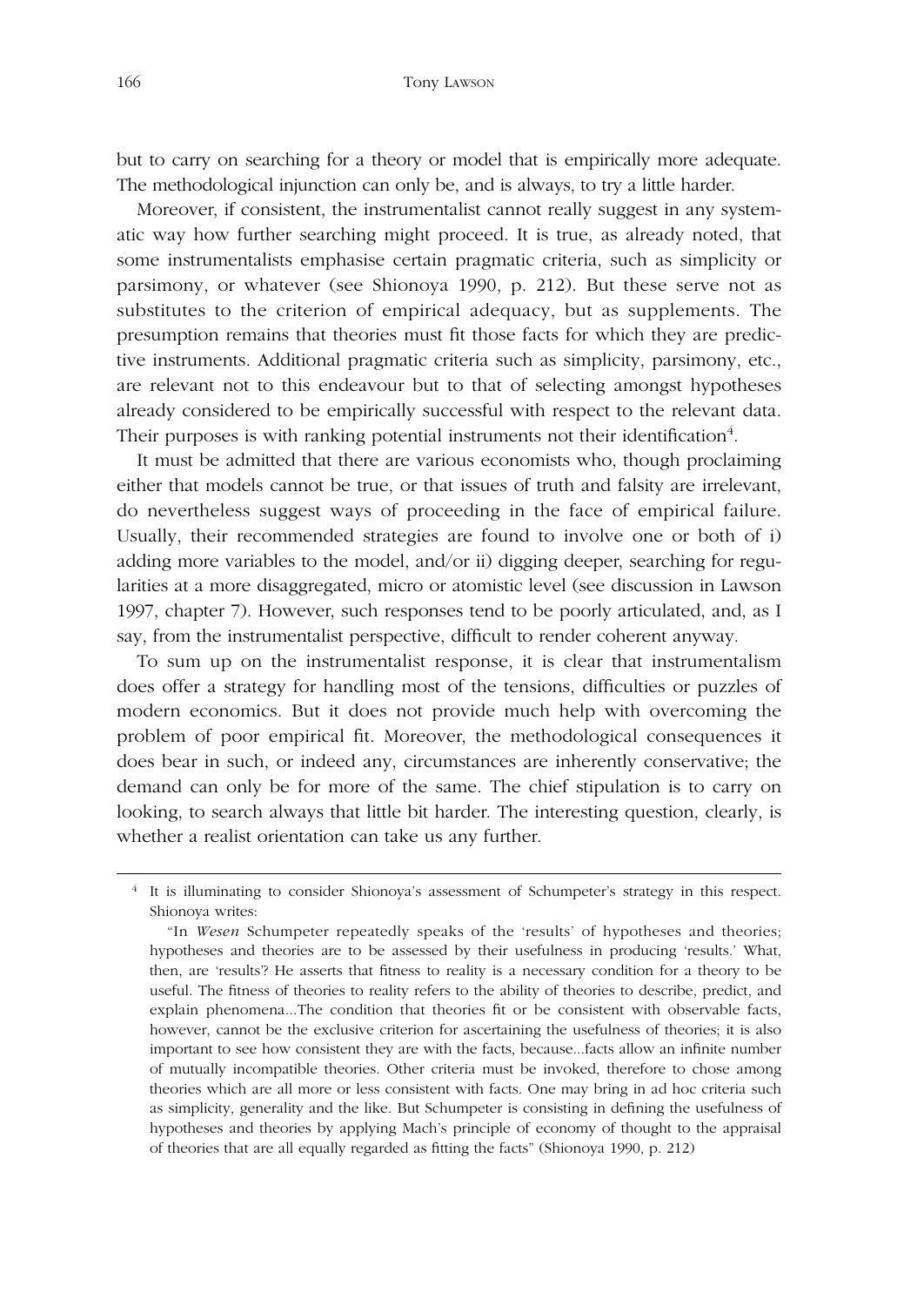but to carry on searching for a theory or model that is empirically more adequate. The methodological injunction can only be, and is always, to try a little harder.

Moreover, if consistent, the instrumentalist cannot really suggest in any systematic way how further searching might proceed. It is true, as already noted, that some instrumentalists emphasise certain pragmatic criteria, such as simplicity or parsimony, or whatever (see Shionoya 1990, p. 212). But these serve not as substitutes to the criterion of empirical adequacy, but as supplements. The presumption remains that theories must fit those facts for which they are predictive instruments. Additional pragmatic criteria such as simplicity, parsimony, etc., are relevant not to this endeavour but to that of selecting amongst hypotheses already considered to be empirically successful with respect to the relevant data. Their purposes is with ranking potential instruments not their identification[4].

It must be admitted that there are various economists who, though proclaiming either that models cannot be true, or that issues of truth and falsity are irrelevant, do nevertheless suggest ways of proceeding in the face of empirical failure. Usually, their recommended strategies are found to involve one or both of i) adding more variables to the model, and/or ii) digging deeper, searching for regularities at a more disaggregated, micro or atomistic level (see discussion in Lawson 1997, chapter 7). However, such responses tend to be poorly articulated, and, as I say, from the instrumentalist perspective, difficult to render coherent anyway.

To sum up on the instrumentalist response, it is clear that instrumentalism does offer a strategy for handling most of the tensions, difficulties or puzzles of modern economics. But it does not provide much help with overcoming the problem of poor empirical fit. Moreover, the methodological consequences it does bear in such, or indeed any, circumstances are inherently conservative; the demand can only be for more of the same. The chief stipulation is to carry on looking, to search always that little bit harder. The interesting question, clearly, is whether a realist orientation can take us any further.

---

[4] It is illuminating to consider Shionoya's assessment of Schumpeter's strategy in this respect. Shionoya writes:

"In *Wesen* Schumpeter repeatedly speaks of the 'results' of hypotheses and theories; hypotheses and theories are to be assessed by their usefulness in producing 'results.' What, then, are 'results'? He asserts that fitness to reality is a necessary condition for a theory to be useful. The fitness of theories to reality refers to the ability of theories to describe, predict, and explain phenomena...The condition that theories fit or be consistent with observable facts, however, cannot be the exclusive criterion for ascertaining the usefulness of theories; it is also important to see how consistent they are with the facts, because...facts allow an infinite number of mutually incompatible theories. Other criteria must be invoked, therefore to chose among theories which are all more or less consistent with facts. One may bring in ad hoc criteria such as simplicity, generality and the like. But Schumpeter is consisting in defining the usefulness of hypotheses and theories by applying Mach's principle of economy of thought to the appraisal of theories that are all equally regarded as fitting the facts" (Shionoya 1990, p. 212)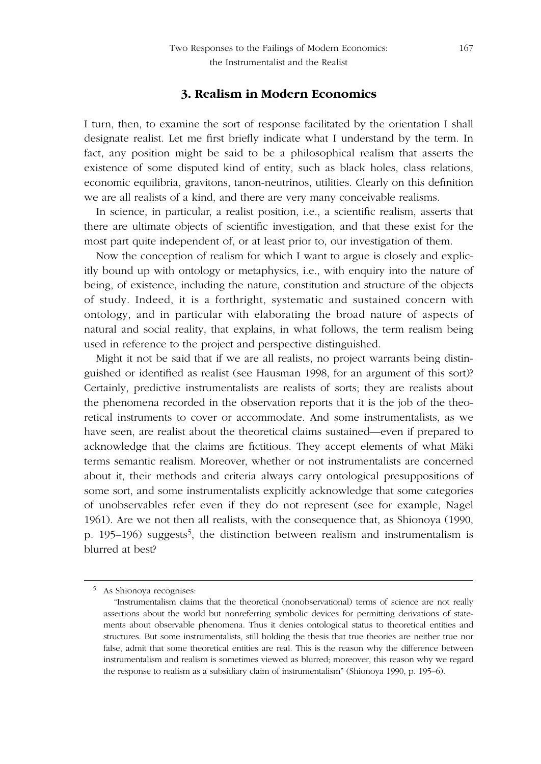## 3. Realism in Modern Economics

I turn, then, to examine the sort of response facilitated by the orientation I shall designate realist. Let me first briefly indicate what I understand by the term. In fact, any position might be said to be a philosophical realism that asserts the existence of some disputed kind of entity, such as black holes, class relations, economic equilibria, gravitons, tanon-neutrinos, utilities. Clearly on this definition we are all realists of a kind, and there are very many conceivable realisms.

In science, in particular, a realist position, i.e., a scientific realism, asserts that there are ultimate objects of scientific investigation, and that these exist for the most part quite independent of, or at least prior to, our investigation of them.

Now the conception of realism for which I want to argue is closely and explicitly bound up with ontology or metaphysics, i.e., with enquiry into the nature of being, of existence, including the nature, constitution and structure of the objects of study. Indeed, it is a forthright, systematic and sustained concern with ontology, and in particular with elaborating the broad nature of aspects of natural and social reality, that explains, in what follows, the term realism being used in reference to the project and perspective distinguished.

Might it not be said that if we are all realists, no project warrants being distinguished or identified as realist (see Hausman 1998, for an argument of this sort)? Certainly, predictive instrumentalists are realists of sorts; they are realists about the phenomena recorded in the observation reports that it is the job of the theoretical instruments to cover or accommodate. And some instrumentalists, as we have seen, are realist about the theoretical claims sustained—even if prepared to acknowledge that the claims are fictitious. They accept elements of what Mäki terms semantic realism. Moreover, whether or not instrumentalists are concerned about it, their methods and criteria always carry ontological presuppositions of some sort, and some instrumentalists explicitly acknowledge that some categories of unobservables refer even if they do not represent (see for example, Nagel 1961). Are we not then all realists, with the consequence that, as Shionoya (1990, p. 195–196) suggests[5], the distinction between realism and instrumentalism is blurred at best?

---

[5] As Shionoya recognises:

"Instrumentalism claims that the theoretical (nonobservational) terms of science are not really assertions about the world but nonreferring symbolic devices for permitting derivations of statements about observable phenomena. Thus it denies ontological status to theoretical entities and structures. But some instrumentalists, still holding the thesis that true theories are neither true nor false, admit that some theoretical entities are real. This is the reason why the difference between instrumentalism and realism is sometimes viewed as blurred; moreover, this reason why we regard the response to realism as a subsidiary claim of instrumentalism" (Shionoya 1990, p. 195–6).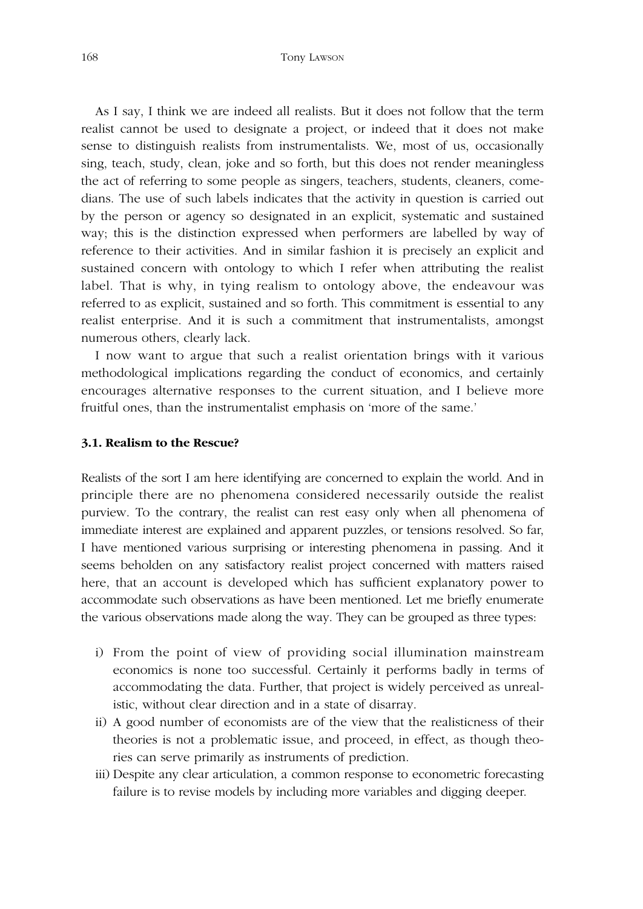As I say, I think we are indeed all realists. But it does not follow that the term realist cannot be used to designate a project, or indeed that it does not make sense to distinguish realists from instrumentalists. We, most of us, occasionally sing, teach, study, clean, joke and so forth, but this does not render meaningless the act of referring to some people as singers, teachers, students, cleaners, comedians. The use of such labels indicates that the activity in question is carried out by the person or agency so designated in an explicit, systematic and sustained way; this is the distinction expressed when performers are labelled by way of reference to their activities. And in similar fashion it is precisely an explicit and sustained concern with ontology to which I refer when attributing the realist label. That is why, in tying realism to ontology above, the endeavour was referred to as explicit, sustained and so forth. This commitment is essential to any realist enterprise. And it is such a commitment that instrumentalists, amongst numerous others, clearly lack.

I now want to argue that such a realist orientation brings with it various methodological implications regarding the conduct of economics, and certainly encourages alternative responses to the current situation, and I believe more fruitful ones, than the instrumentalist emphasis on 'more of the same.'

### 3.1. Realism to the Rescue?

Realists of the sort I am here identifying are concerned to explain the world. And in principle there are no phenomena considered necessarily outside the realist purview. To the contrary, the realist can rest easy only when all phenomena of immediate interest are explained and apparent puzzles, or tensions resolved. So far, I have mentioned various surprising or interesting phenomena in passing. And it seems beholden on any satisfactory realist project concerned with matters raised here, that an account is developed which has sufficient explanatory power to accommodate such observations as have been mentioned. Let me briefly enumerate the various observations made along the way. They can be grouped as three types:

i) From the point of view of providing social illumination mainstream economics is none too successful. Certainly it performs badly in terms of accommodating the data. Further, that project is widely perceived as unrealistic, without clear direction and in a state of disarray.
ii) A good number of economists are of the view that the realisticness of their theories is not a problematic issue, and proceed, in effect, as though theories can serve primarily as instruments of prediction.
iii) Despite any clear articulation, a common response to econometric forecasting failure is to revise models by including more variables and digging deeper.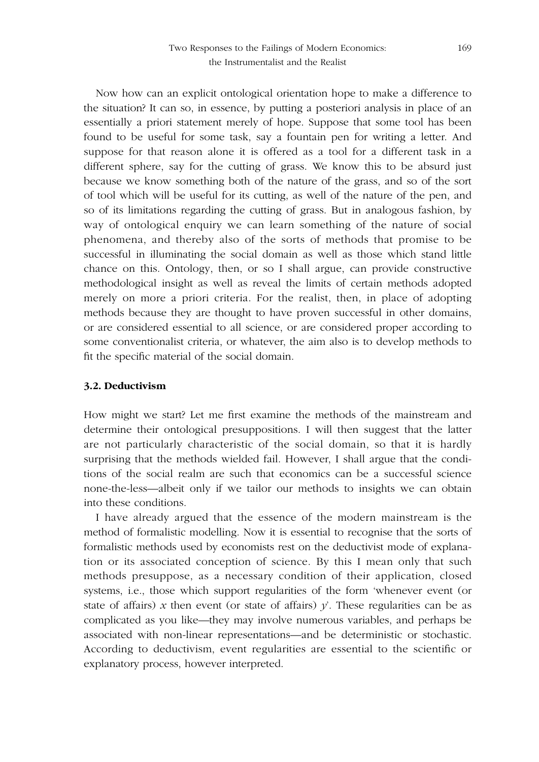Now how can an explicit ontological orientation hope to make a difference to the situation? It can so, in essence, by putting a posteriori analysis in place of an essentially a priori statement merely of hope. Suppose that some tool has been found to be useful for some task, say a fountain pen for writing a letter. And suppose for that reason alone it is offered as a tool for a different task in a different sphere, say for the cutting of grass. We know this to be absurd just because we know something both of the nature of the grass, and so of the sort of tool which will be useful for its cutting, as well of the nature of the pen, and so of its limitations regarding the cutting of grass. But in analogous fashion, by way of ontological enquiry we can learn something of the nature of social phenomena, and thereby also of the sorts of methods that promise to be successful in illuminating the social domain as well as those which stand little chance on this. Ontology, then, or so I shall argue, can provide constructive methodological insight as well as reveal the limits of certain methods adopted merely on more a priori criteria. For the realist, then, in place of adopting methods because they are thought to have proven successful in other domains, or are considered essential to all science, or are considered proper according to some conventionalist criteria, or whatever, the aim also is to develop methods to fit the specific material of the social domain.

### 3.2. Deductivism

How might we start? Let me first examine the methods of the mainstream and determine their ontological presuppositions. I will then suggest that the latter are not particularly characteristic of the social domain, so that it is hardly surprising that the methods wielded fail. However, I shall argue that the conditions of the social realm are such that economics can be a successful science none-the-less—albeit only if we tailor our methods to insights we can obtain into these conditions.

I have already argued that the essence of the modern mainstream is the method of formalistic modelling. Now it is essential to recognise that the sorts of formalistic methods used by economists rest on the deductivist mode of explanation or its associated conception of science. By this I mean only that such methods presuppose, as a necessary condition of their application, closed systems, i.e., those which support regularities of the form 'whenever event (or state of affairs) *x* then event (or state of affairs) *y*'. These regularities can be as complicated as you like—they may involve numerous variables, and perhaps be associated with non-linear representations—and be deterministic or stochastic. According to deductivism, event regularities are essential to the scientific or explanatory process, however interpreted.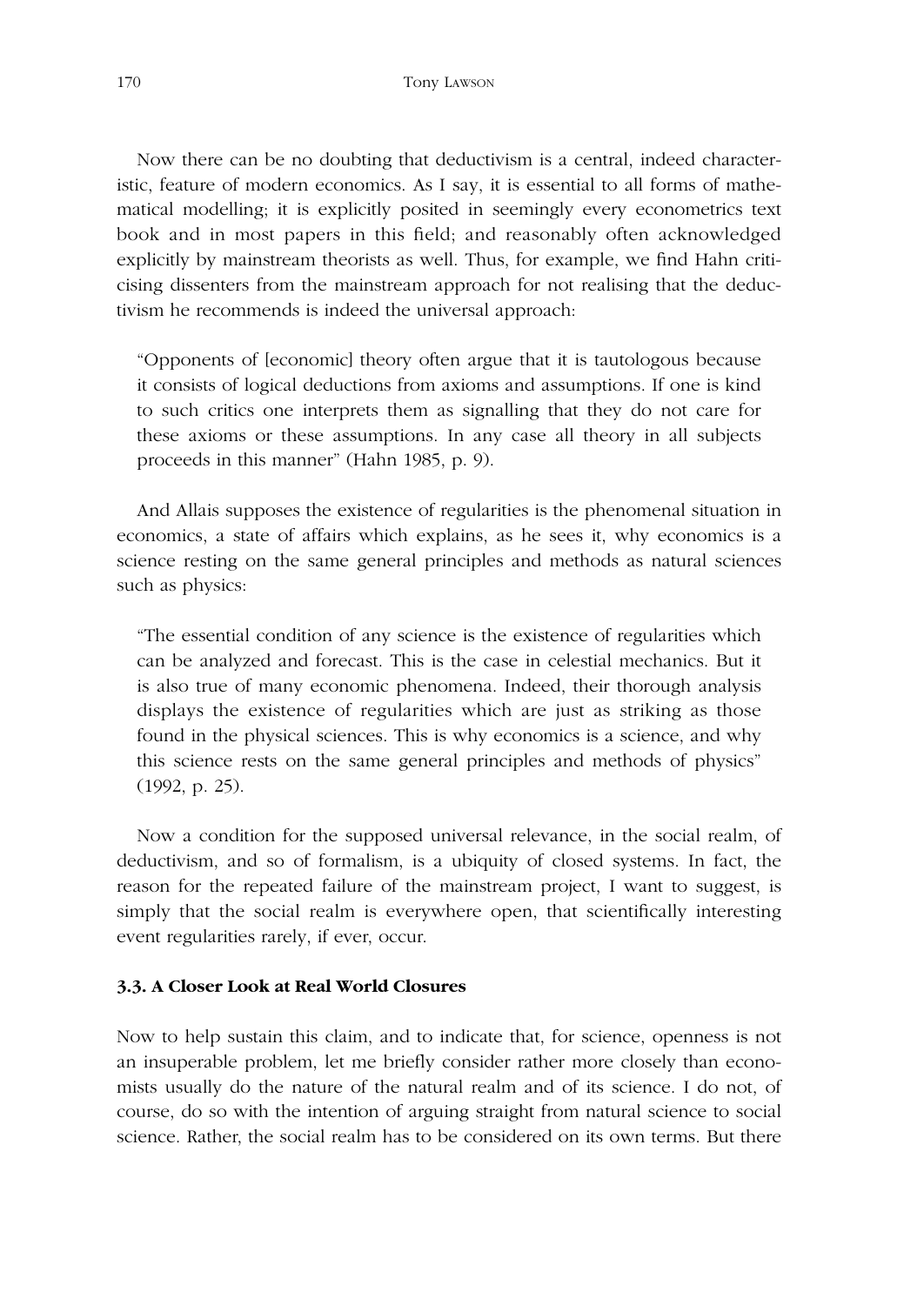Now there can be no doubting that deductivism is a central, indeed characteristic, feature of modern economics. As I say, it is essential to all forms of mathematical modelling; it is explicitly posited in seemingly every econometrics text book and in most papers in this field; and reasonably often acknowledged explicitly by mainstream theorists as well. Thus, for example, we find Hahn criticising dissenters from the mainstream approach for not realising that the deductivism he recommends is indeed the universal approach:

> "Opponents of [economic] theory often argue that it is tautologous because it consists of logical deductions from axioms and assumptions. If one is kind to such critics one interprets them as signalling that they do not care for these axioms or these assumptions. In any case all theory in all subjects proceeds in this manner" (Hahn 1985, p. 9).

And Allais supposes the existence of regularities is the phenomenal situation in economics, a state of affairs which explains, as he sees it, why economics is a science resting on the same general principles and methods as natural sciences such as physics:

> "The essential condition of any science is the existence of regularities which can be analyzed and forecast. This is the case in celestial mechanics. But it is also true of many economic phenomena. Indeed, their thorough analysis displays the existence of regularities which are just as striking as those found in the physical sciences. This is why economics is a science, and why this science rests on the same general principles and methods of physics" (1992, p. 25).

Now a condition for the supposed universal relevance, in the social realm, of deductivism, and so of formalism, is a ubiquity of closed systems. In fact, the reason for the repeated failure of the mainstream project, I want to suggest, is simply that the social realm is everywhere open, that scientifically interesting event regularities rarely, if ever, occur.

### 3.3. A Closer Look at Real World Closures

Now to help sustain this claim, and to indicate that, for science, openness is not an insuperable problem, let me briefly consider rather more closely than economists usually do the nature of the natural realm and of its science. I do not, of course, do so with the intention of arguing straight from natural science to social science. Rather, the social realm has to be considered on its own terms. But there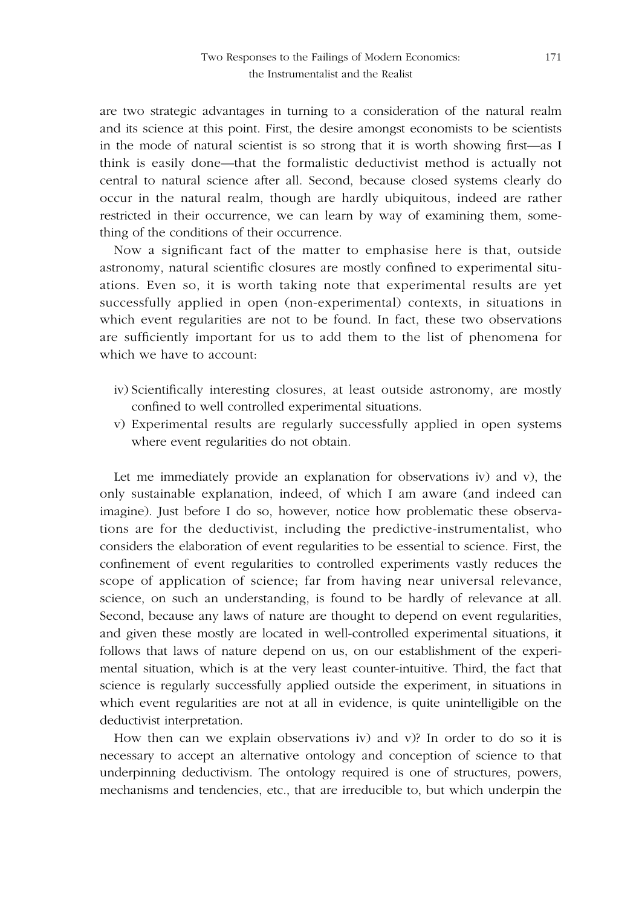are two strategic advantages in turning to a consideration of the natural realm and its science at this point. First, the desire amongst economists to be scientists in the mode of natural scientist is so strong that it is worth showing first—as I think is easily done—that the formalistic deductivist method is actually not central to natural science after all. Second, because closed systems clearly do occur in the natural realm, though are hardly ubiquitous, indeed are rather restricted in their occurrence, we can learn by way of examining them, something of the conditions of their occurrence.

Now a significant fact of the matter to emphasise here is that, outside astronomy, natural scientific closures are mostly confined to experimental situations. Even so, it is worth taking note that experimental results are yet successfully applied in open (non-experimental) contexts, in situations in which event regularities are not to be found. In fact, these two observations are sufficiently important for us to add them to the list of phenomena for which we have to account:

- iv) Scientifically interesting closures, at least outside astronomy, are mostly confined to well controlled experimental situations.
- v) Experimental results are regularly successfully applied in open systems where event regularities do not obtain.

Let me immediately provide an explanation for observations iv) and v), the only sustainable explanation, indeed, of which I am aware (and indeed can imagine). Just before I do so, however, notice how problematic these observations are for the deductivist, including the predictive-instrumentalist, who considers the elaboration of event regularities to be essential to science. First, the confinement of event regularities to controlled experiments vastly reduces the scope of application of science; far from having near universal relevance, science, on such an understanding, is found to be hardly of relevance at all. Second, because any laws of nature are thought to depend on event regularities, and given these mostly are located in well-controlled experimental situations, it follows that laws of nature depend on us, on our establishment of the experimental situation, which is at the very least counter-intuitive. Third, the fact that science is regularly successfully applied outside the experiment, in situations in which event regularities are not at all in evidence, is quite unintelligible on the deductivist interpretation.

How then can we explain observations iv) and v)? In order to do so it is necessary to accept an alternative ontology and conception of science to that underpinning deductivism. The ontology required is one of structures, powers, mechanisms and tendencies, etc., that are irreducible to, but which underpin the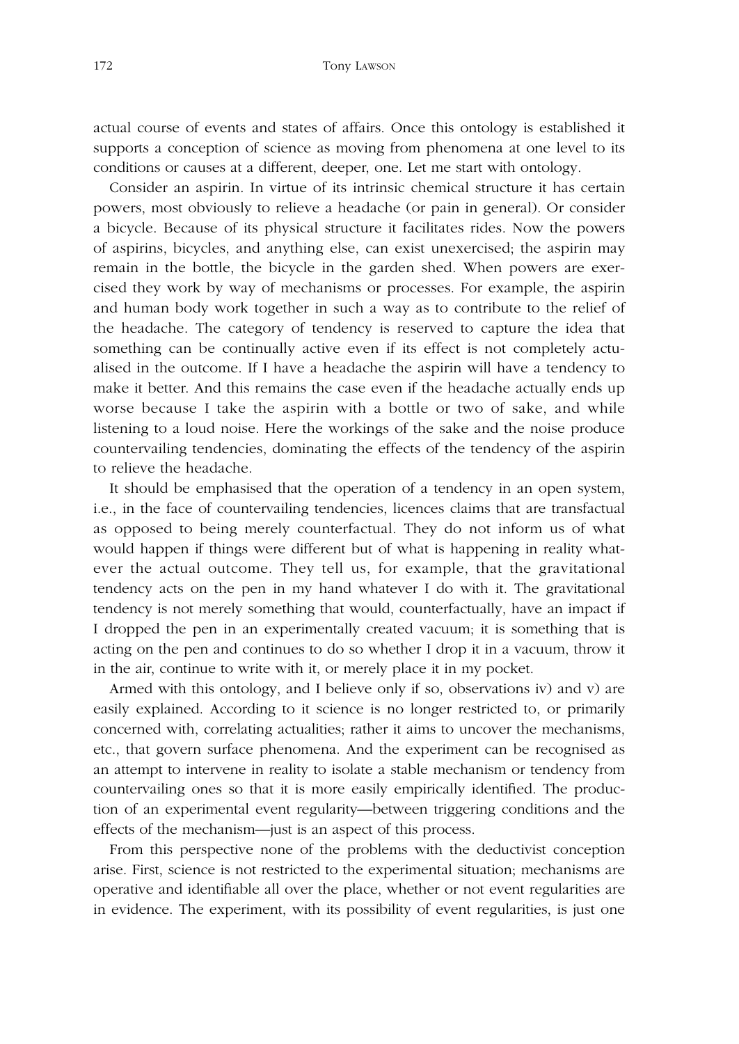actual course of events and states of affairs. Once this ontology is established it supports a conception of science as moving from phenomena at one level to its conditions or causes at a different, deeper, one. Let me start with ontology.

Consider an aspirin. In virtue of its intrinsic chemical structure it has certain powers, most obviously to relieve a headache (or pain in general). Or consider a bicycle. Because of its physical structure it facilitates rides. Now the powers of aspirins, bicycles, and anything else, can exist unexercised; the aspirin may remain in the bottle, the bicycle in the garden shed. When powers are exercised they work by way of mechanisms or processes. For example, the aspirin and human body work together in such a way as to contribute to the relief of the headache. The category of tendency is reserved to capture the idea that something can be continually active even if its effect is not completely actualised in the outcome. If I have a headache the aspirin will have a tendency to make it better. And this remains the case even if the headache actually ends up worse because I take the aspirin with a bottle or two of sake, and while listening to a loud noise. Here the workings of the sake and the noise produce countervailing tendencies, dominating the effects of the tendency of the aspirin to relieve the headache.

It should be emphasised that the operation of a tendency in an open system, i.e., in the face of countervailing tendencies, licences claims that are transfactual as opposed to being merely counterfactual. They do not inform us of what would happen if things were different but of what is happening in reality whatever the actual outcome. They tell us, for example, that the gravitational tendency acts on the pen in my hand whatever I do with it. The gravitational tendency is not merely something that would, counterfactually, have an impact if I dropped the pen in an experimentally created vacuum; it is something that is acting on the pen and continues to do so whether I drop it in a vacuum, throw it in the air, continue to write with it, or merely place it in my pocket.

Armed with this ontology, and I believe only if so, observations iv) and v) are easily explained. According to it science is no longer restricted to, or primarily concerned with, correlating actualities; rather it aims to uncover the mechanisms, etc., that govern surface phenomena. And the experiment can be recognised as an attempt to intervene in reality to isolate a stable mechanism or tendency from countervailing ones so that it is more easily empirically identified. The production of an experimental event regularity—between triggering conditions and the effects of the mechanism—just is an aspect of this process.

From this perspective none of the problems with the deductivist conception arise. First, science is not restricted to the experimental situation; mechanisms are operative and identifiable all over the place, whether or not event regularities are in evidence. The experiment, with its possibility of event regularities, is just one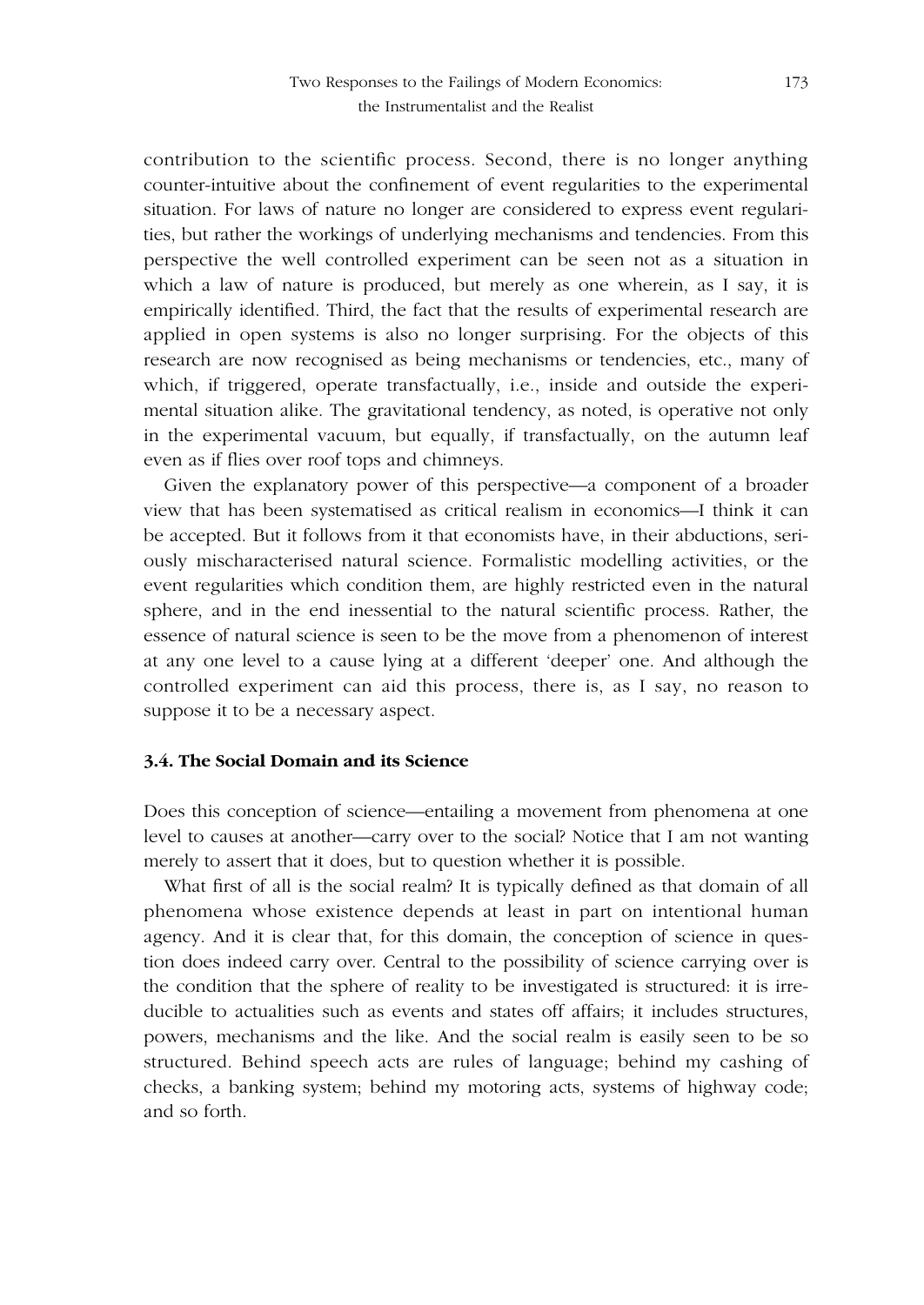contribution to the scientific process. Second, there is no longer anything counter-intuitive about the confinement of event regularities to the experimental situation. For laws of nature no longer are considered to express event regularities, but rather the workings of underlying mechanisms and tendencies. From this perspective the well controlled experiment can be seen not as a situation in which a law of nature is produced, but merely as one wherein, as I say, it is empirically identified. Third, the fact that the results of experimental research are applied in open systems is also no longer surprising. For the objects of this research are now recognised as being mechanisms or tendencies, etc., many of which, if triggered, operate transfactually, i.e., inside and outside the experimental situation alike. The gravitational tendency, as noted, is operative not only in the experimental vacuum, but equally, if transfactually, on the autumn leaf even as if flies over roof tops and chimneys.

Given the explanatory power of this perspective—a component of a broader view that has been systematised as critical realism in economics—I think it can be accepted. But it follows from it that economists have, in their abductions, seriously mischaracterised natural science. Formalistic modelling activities, or the event regularities which condition them, are highly restricted even in the natural sphere, and in the end inessential to the natural scientific process. Rather, the essence of natural science is seen to be the move from a phenomenon of interest at any one level to a cause lying at a different 'deeper' one. And although the controlled experiment can aid this process, there is, as I say, no reason to suppose it to be a necessary aspect.

### 3.4. The Social Domain and its Science

Does this conception of science—entailing a movement from phenomena at one level to causes at another—carry over to the social? Notice that I am not wanting merely to assert that it does, but to question whether it is possible.

What first of all is the social realm? It is typically defined as that domain of all phenomena whose existence depends at least in part on intentional human agency. And it is clear that, for this domain, the conception of science in question does indeed carry over. Central to the possibility of science carrying over is the condition that the sphere of reality to be investigated is structured: it is irreducible to actualities such as events and states off affairs; it includes structures, powers, mechanisms and the like. And the social realm is easily seen to be so structured. Behind speech acts are rules of language; behind my cashing of checks, a banking system; behind my motoring acts, systems of highway code; and so forth.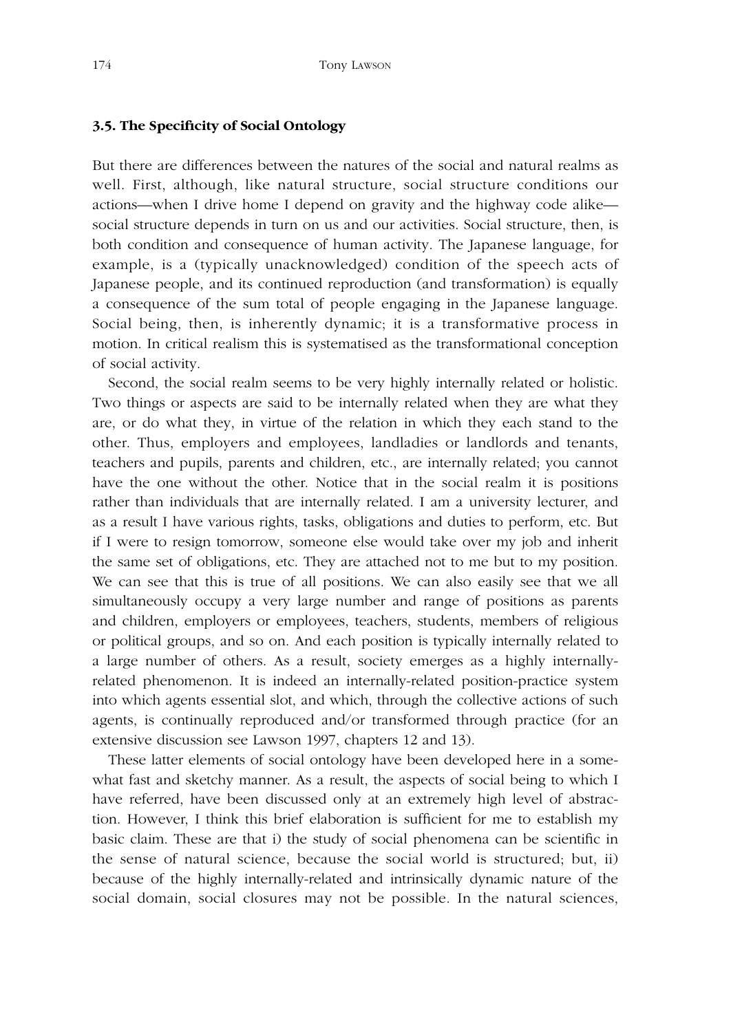### 3.5. The Specificity of Social Ontology

But there are differences between the natures of the social and natural realms as well. First, although, like natural structure, social structure conditions our actions—when I drive home I depend on gravity and the highway code alike—social structure depends in turn on us and our activities. Social structure, then, is both condition and consequence of human activity. The Japanese language, for example, is a (typically unacknowledged) condition of the speech acts of Japanese people, and its continued reproduction (and transformation) is equally a consequence of the sum total of people engaging in the Japanese language. Social being, then, is inherently dynamic; it is a transformative process in motion. In critical realism this is systematised as the transformational conception of social activity.

Second, the social realm seems to be very highly internally related or holistic. Two things or aspects are said to be internally related when they are what they are, or do what they, in virtue of the relation in which they each stand to the other. Thus, employers and employees, landladies or landlords and tenants, teachers and pupils, parents and children, etc., are internally related; you cannot have the one without the other. Notice that in the social realm it is positions rather than individuals that are internally related. I am a university lecturer, and as a result I have various rights, tasks, obligations and duties to perform, etc. But if I were to resign tomorrow, someone else would take over my job and inherit the same set of obligations, etc. They are attached not to me but to my position. We can see that this is true of all positions. We can also easily see that we all simultaneously occupy a very large number and range of positions as parents and children, employers or employees, teachers, students, members of religious or political groups, and so on. And each position is typically internally related to a large number of others. As a result, society emerges as a highly internally-related phenomenon. It is indeed an internally-related position-practice system into which agents essential slot, and which, through the collective actions of such agents, is continually reproduced and/or transformed through practice (for an extensive discussion see Lawson 1997, chapters 12 and 13).

These latter elements of social ontology have been developed here in a somewhat fast and sketchy manner. As a result, the aspects of social being to which I have referred, have been discussed only at an extremely high level of abstraction. However, I think this brief elaboration is sufficient for me to establish my basic claim. These are that i) the study of social phenomena can be scientific in the sense of natural science, because the social world is structured; but, ii) because of the highly internally-related and intrinsically dynamic nature of the social domain, social closures may not be possible. In the natural sciences,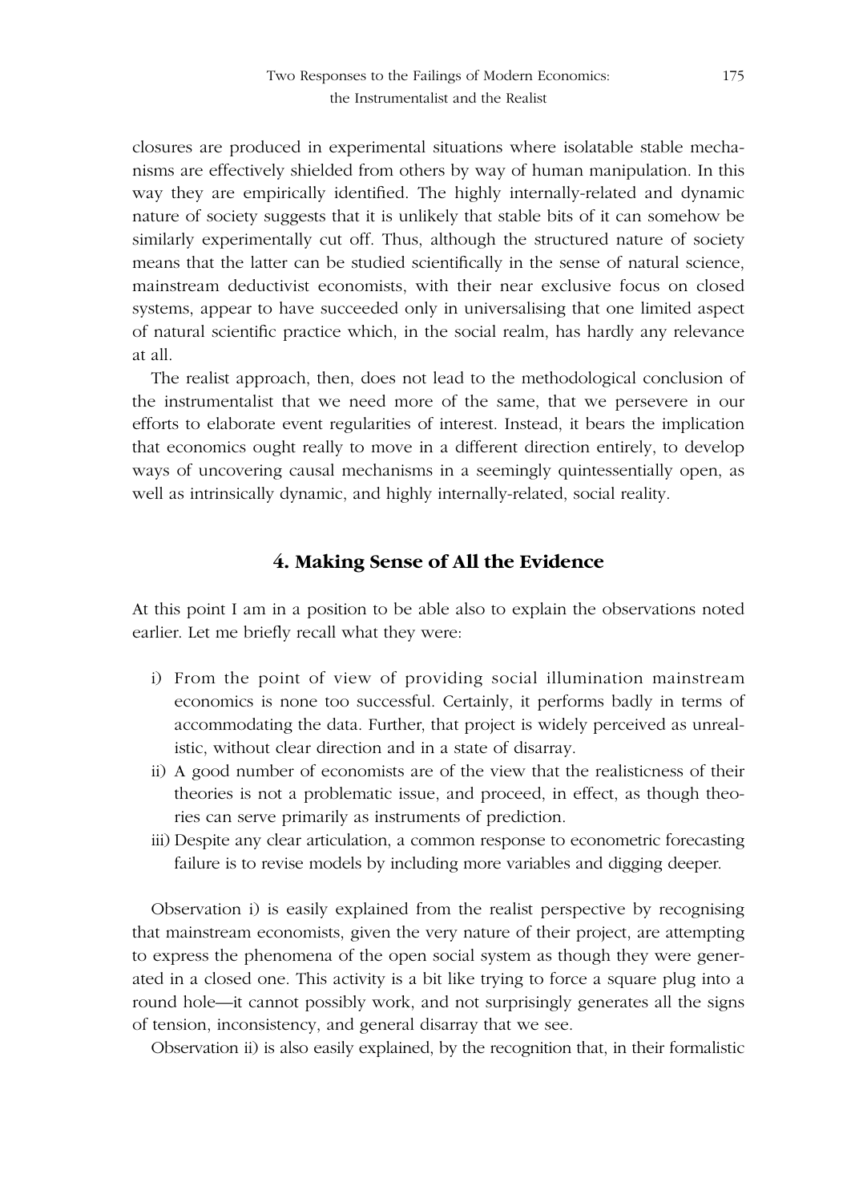closures are produced in experimental situations where isolatable stable mechanisms are effectively shielded from others by way of human manipulation. In this way they are empirically identified. The highly internally-related and dynamic nature of society suggests that it is unlikely that stable bits of it can somehow be similarly experimentally cut off. Thus, although the structured nature of society means that the latter can be studied scientifically in the sense of natural science, mainstream deductivist economists, with their near exclusive focus on closed systems, appear to have succeeded only in universalising that one limited aspect of natural scientific practice which, in the social realm, has hardly any relevance at all.

The realist approach, then, does not lead to the methodological conclusion of the instrumentalist that we need more of the same, that we persevere in our efforts to elaborate event regularities of interest. Instead, it bears the implication that economics ought really to move in a different direction entirely, to develop ways of uncovering causal mechanisms in a seemingly quintessentially open, as well as intrinsically dynamic, and highly internally-related, social reality.

## 4. Making Sense of All the Evidence

At this point I am in a position to be able also to explain the observations noted earlier. Let me briefly recall what they were:

i) From the point of view of providing social illumination mainstream economics is none too successful. Certainly, it performs badly in terms of accommodating the data. Further, that project is widely perceived as unrealistic, without clear direction and in a state of disarray.
ii) A good number of economists are of the view that the realisticness of their theories is not a problematic issue, and proceed, in effect, as though theories can serve primarily as instruments of prediction.
iii) Despite any clear articulation, a common response to econometric forecasting failure is to revise models by including more variables and digging deeper.

Observation i) is easily explained from the realist perspective by recognising that mainstream economists, given the very nature of their project, are attempting to express the phenomena of the open social system as though they were generated in a closed one. This activity is a bit like trying to force a square plug into a round hole—it cannot possibly work, and not surprisingly generates all the signs of tension, inconsistency, and general disarray that we see.

Observation ii) is also easily explained, by the recognition that, in their formalistic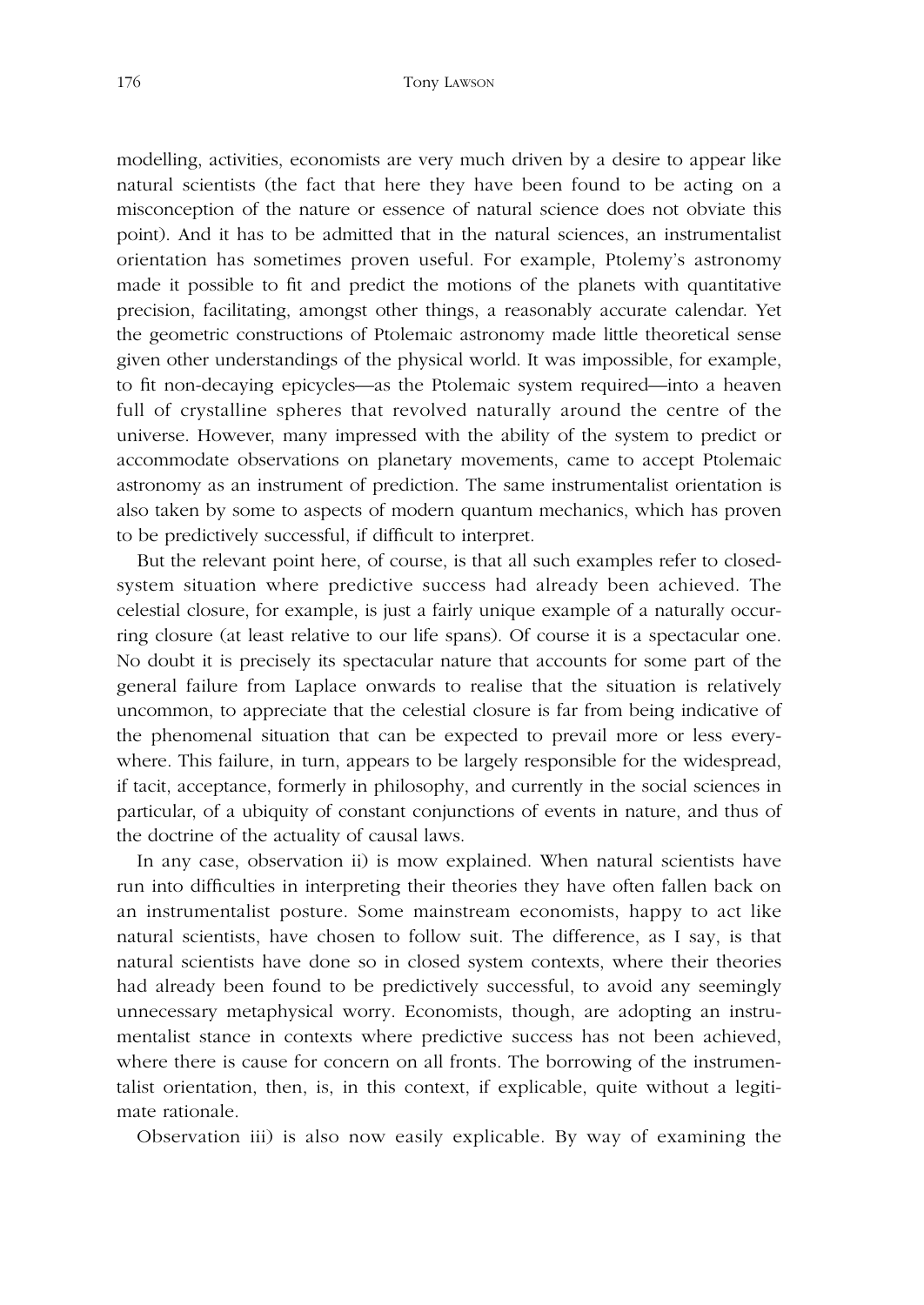modelling, activities, economists are very much driven by a desire to appear like natural scientists (the fact that here they have been found to be acting on a misconception of the nature or essence of natural science does not obviate this point). And it has to be admitted that in the natural sciences, an instrumentalist orientation has sometimes proven useful. For example, Ptolemy's astronomy made it possible to fit and predict the motions of the planets with quantitative precision, facilitating, amongst other things, a reasonably accurate calendar. Yet the geometric constructions of Ptolemaic astronomy made little theoretical sense given other understandings of the physical world. It was impossible, for example, to fit non-decaying epicycles—as the Ptolemaic system required—into a heaven full of crystalline spheres that revolved naturally around the centre of the universe. However, many impressed with the ability of the system to predict or accommodate observations on planetary movements, came to accept Ptolemaic astronomy as an instrument of prediction. The same instrumentalist orientation is also taken by some to aspects of modern quantum mechanics, which has proven to be predictively successful, if difficult to interpret.

But the relevant point here, of course, is that all such examples refer to closed-system situation where predictive success had already been achieved. The celestial closure, for example, is just a fairly unique example of a naturally occurring closure (at least relative to our life spans). Of course it is a spectacular one. No doubt it is precisely its spectacular nature that accounts for some part of the general failure from Laplace onwards to realise that the situation is relatively uncommon, to appreciate that the celestial closure is far from being indicative of the phenomenal situation that can be expected to prevail more or less everywhere. This failure, in turn, appears to be largely responsible for the widespread, if tacit, acceptance, formerly in philosophy, and currently in the social sciences in particular, of a ubiquity of constant conjunctions of events in nature, and thus of the doctrine of the actuality of causal laws.

In any case, observation ii) is mow explained. When natural scientists have run into difficulties in interpreting their theories they have often fallen back on an instrumentalist posture. Some mainstream economists, happy to act like natural scientists, have chosen to follow suit. The difference, as I say, is that natural scientists have done so in closed system contexts, where their theories had already been found to be predictively successful, to avoid any seemingly unnecessary metaphysical worry. Economists, though, are adopting an instrumentalist stance in contexts where predictive success has not been achieved, where there is cause for concern on all fronts. The borrowing of the instrumentalist orientation, then, is, in this context, if explicable, quite without a legitimate rationale.

Observation iii) is also now easily explicable. By way of examining the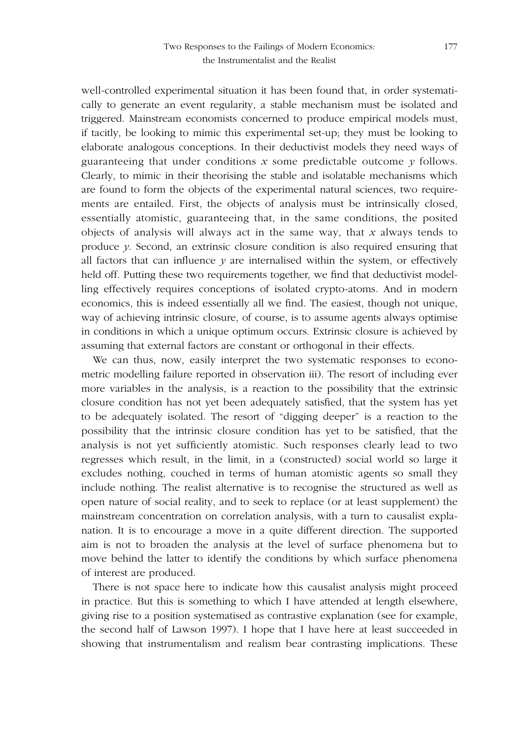well-controlled experimental situation it has been found that, in order systematically to generate an event regularity, a stable mechanism must be isolated and triggered. Mainstream economists concerned to produce empirical models must, if tacitly, be looking to mimic this experimental set-up; they must be looking to elaborate analogous conceptions. In their deductivist models they need ways of guaranteeing that under conditions $x$ some predictable outcome $y$ follows. Clearly, to mimic in their theorising the stable and isolatable mechanisms which are found to form the objects of the experimental natural sciences, two requirements are entailed. First, the objects of analysis must be intrinsically closed, essentially atomistic, guaranteeing that, in the same conditions, the posited objects of analysis will always act in the same way, that $x$ always tends to produce $y$. Second, an extrinsic closure condition is also required ensuring that all factors that can influence $y$ are internalised within the system, or effectively held off. Putting these two requirements together, we find that deductivist modelling effectively requires conceptions of isolated crypto-atoms. And in modern economics, this is indeed essentially all we find. The easiest, though not unique, way of achieving intrinsic closure, of course, is to assume agents always optimise in conditions in which a unique optimum occurs. Extrinsic closure is achieved by assuming that external factors are constant or orthogonal in their effects.

We can thus, now, easily interpret the two systematic responses to econometric modelling failure reported in observation iii). The resort of including ever more variables in the analysis, is a reaction to the possibility that the extrinsic closure condition has not yet been adequately satisfied, that the system has yet to be adequately isolated. The resort of "digging deeper" is a reaction to the possibility that the intrinsic closure condition has yet to be satisfied, that the analysis is not yet sufficiently atomistic. Such responses clearly lead to two regresses which result, in the limit, in a (constructed) social world so large it excludes nothing, couched in terms of human atomistic agents so small they include nothing. The realist alternative is to recognise the structured as well as open nature of social reality, and to seek to replace (or at least supplement) the mainstream concentration on correlation analysis, with a turn to causalist explanation. It is to encourage a move in a quite different direction. The supported aim is not to broaden the analysis at the level of surface phenomena but to move behind the latter to identify the conditions by which surface phenomena of interest are produced.

There is not space here to indicate how this causalist analysis might proceed in practice. But this is something to which I have attended at length elsewhere, giving rise to a position systematised as contrastive explanation (see for example, the second half of Lawson 1997). I hope that I have here at least succeeded in showing that instrumentalism and realism bear contrasting implications. These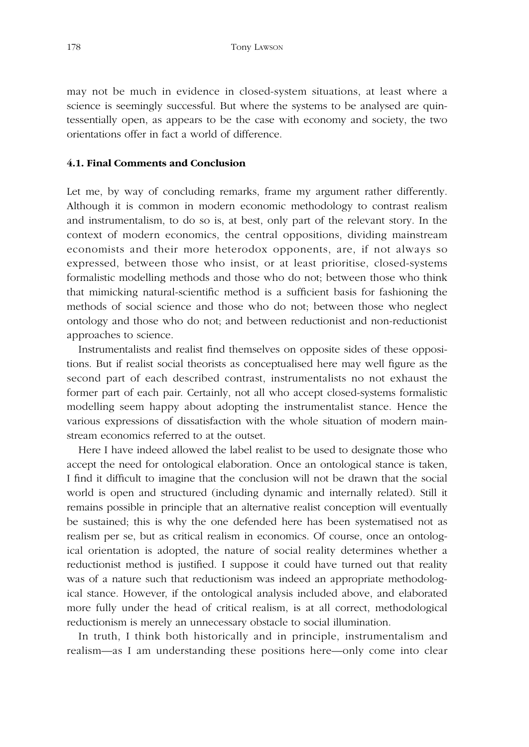may not be much in evidence in closed-system situations, at least where a science is seemingly successful. But where the systems to be analysed are quintessentially open, as appears to be the case with economy and society, the two orientations offer in fact a world of difference.

### 4.1. Final Comments and Conclusion

Let me, by way of concluding remarks, frame my argument rather differently. Although it is common in modern economic methodology to contrast realism and instrumentalism, to do so is, at best, only part of the relevant story. In the context of modern economics, the central oppositions, dividing mainstream economists and their more heterodox opponents, are, if not always so expressed, between those who insist, or at least prioritise, closed-systems formalistic modelling methods and those who do not; between those who think that mimicking natural-scientific method is a sufficient basis for fashioning the methods of social science and those who do not; between those who neglect ontology and those who do not; and between reductionist and non-reductionist approaches to science.

Instrumentalists and realist find themselves on opposite sides of these oppositions. But if realist social theorists as conceptualised here may well figure as the second part of each described contrast, instrumentalists no not exhaust the former part of each pair. Certainly, not all who accept closed-systems formalistic modelling seem happy about adopting the instrumentalist stance. Hence the various expressions of dissatisfaction with the whole situation of modern mainstream economics referred to at the outset.

Here I have indeed allowed the label realist to be used to designate those who accept the need for ontological elaboration. Once an ontological stance is taken, I find it difficult to imagine that the conclusion will not be drawn that the social world is open and structured (including dynamic and internally related). Still it remains possible in principle that an alternative realist conception will eventually be sustained; this is why the one defended here has been systematised not as realism per se, but as critical realism in economics. Of course, once an ontological orientation is adopted, the nature of social reality determines whether a reductionist method is justified. I suppose it could have turned out that reality was of a nature such that reductionism was indeed an appropriate methodological stance. However, if the ontological analysis included above, and elaborated more fully under the head of critical realism, is at all correct, methodological reductionism is merely an unnecessary obstacle to social illumination.

In truth, I think both historically and in principle, instrumentalism and realism—as I am understanding these positions here—only come into clear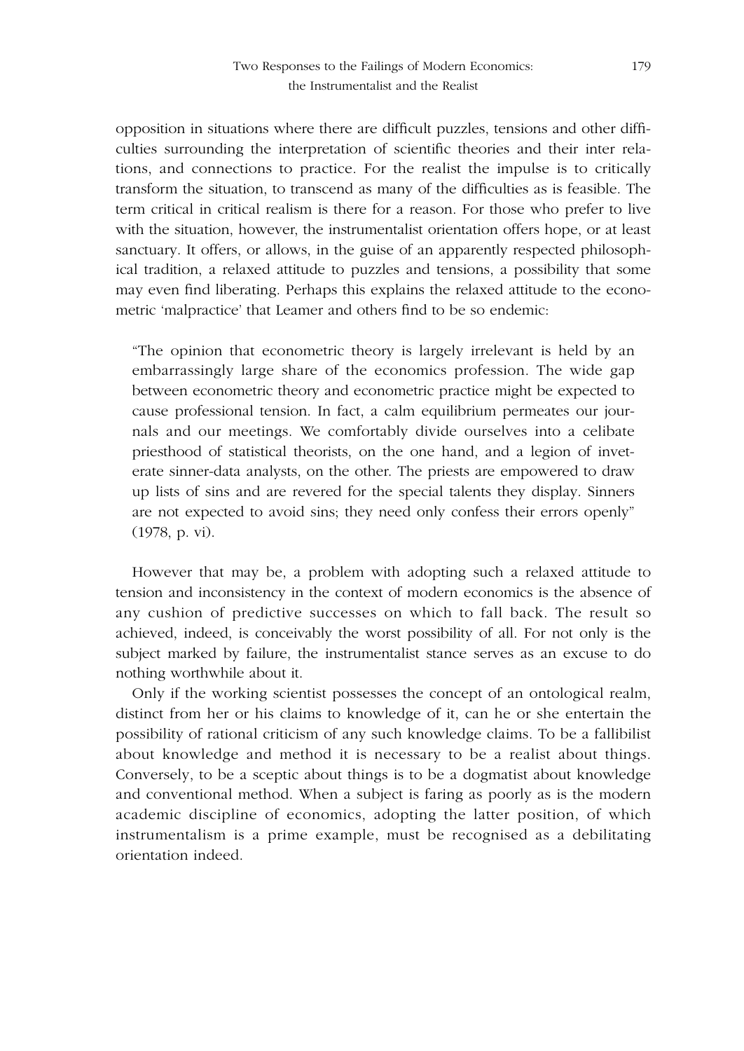opposition in situations where there are difficult puzzles, tensions and other difficulties surrounding the interpretation of scientific theories and their inter relations, and connections to practice. For the realist the impulse is to critically transform the situation, to transcend as many of the difficulties as is feasible. The term critical in critical realism is there for a reason. For those who prefer to live with the situation, however, the instrumentalist orientation offers hope, or at least sanctuary. It offers, or allows, in the guise of an apparently respected philosophical tradition, a relaxed attitude to puzzles and tensions, a possibility that some may even find liberating. Perhaps this explains the relaxed attitude to the econometric 'malpractice' that Leamer and others find to be so endemic:

> "The opinion that econometric theory is largely irrelevant is held by an embarrassingly large share of the economics profession. The wide gap between econometric theory and econometric practice might be expected to cause professional tension. In fact, a calm equilibrium permeates our journals and our meetings. We comfortably divide ourselves into a celibate priesthood of statistical theorists, on the one hand, and a legion of inveterate sinner-data analysts, on the other. The priests are empowered to draw up lists of sins and are revered for the special talents they display. Sinners are not expected to avoid sins; they need only confess their errors openly" (1978, p. vi).

However that may be, a problem with adopting such a relaxed attitude to tension and inconsistency in the context of modern economics is the absence of any cushion of predictive successes on which to fall back. The result so achieved, indeed, is conceivably the worst possibility of all. For not only is the subject marked by failure, the instrumentalist stance serves as an excuse to do nothing worthwhile about it.

Only if the working scientist possesses the concept of an ontological realm, distinct from her or his claims to knowledge of it, can he or she entertain the possibility of rational criticism of any such knowledge claims. To be a fallibilist about knowledge and method it is necessary to be a realist about things. Conversely, to be a sceptic about things is to be a dogmatist about knowledge and conventional method. When a subject is faring as poorly as is the modern academic discipline of economics, adopting the latter position, of which instrumentalism is a prime example, must be recognised as a debilitating orientation indeed.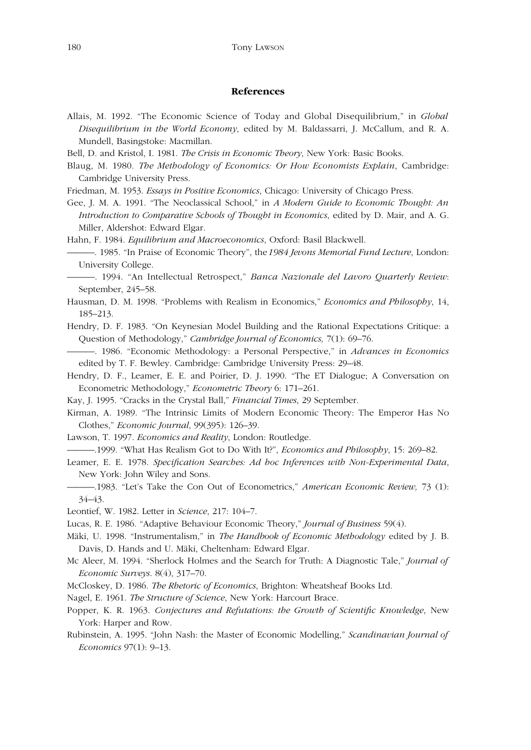## References

Allais, M. 1992. "The Economic Science of Today and Global Disequilibrium," in *Global Disequilibrium in the World Economy*, edited by M. Baldassarri, J. McCallum, and R. A. Mundell, Basingstoke: Macmillan.

Bell, D. and Kristol, I. 1981. *The Crisis in Economic Theory*, New York: Basic Books.

Blaug, M. 1980. *The Methodology of Economics: Or How Economists Explain*, Cambridge: Cambridge University Press.

Friedman, M. 1953. *Essays in Positive Economics*, Chicago: University of Chicago Press.

Gee, J. M. A. 1991. "The Neoclassical School," in *A Modern Guide to Economic Thought: An Introduction to Comparative Schools of Thought in Economics*, edited by D. Mair, and A. G. Miller, Aldershot: Edward Elgar.

Hahn, F. 1984. *Equilibrium and Macroeconomics*, Oxford: Basil Blackwell.

———. 1985. "In Praise of Economic Theory", the *1984 Jevons Memorial Fund Lecture*, London: University College.

———. 1994. "An Intellectual Retrospect," *Banca Nazionale del Lavoro Quarterly Review*: September, 245–58.

Hausman, D. M. 1998. "Problems with Realism in Economics," *Economics and Philosophy*, 14, 185–213.

Hendry, D. F. 1983. "On Keynesian Model Building and the Rational Expectations Critique: a Question of Methodology," *Cambridge Journal of Economics,* 7(1): 69–76.

———. 1986. "Economic Methodology: a Personal Perspective," in *Advances in Economics* edited by T. F. Bewley. Cambridge: Cambridge University Press: 29–48.

Hendry, D. F., Leamer, E. E. and Poirier, D. J. 1990. "The ET Dialogue; A Conversation on Econometric Methodology," *Econometric Theory* 6: 171–261.

Kay, J. 1995. "Cracks in the Crystal Ball," *Financial Times*, 29 September.

Kirman, A. 1989. "The Intrinsic Limits of Modern Economic Theory: The Emperor Has No Clothes," *Economic Journal*, 99(395): 126–39.

Lawson, T. 1997. *Economics and Reality*, London: Routledge.

———.1999. "What Has Realism Got to Do With It?", *Economics and Philosophy*, 15: 269–82.

Leamer, E. E. 1978. *Specification Searches: Ad hoc Inferences with Non-Experimental Data*, New York: John Wiley and Sons.

———.1983. "Let's Take the Con Out of Econometrics," *American Economic Review,* 73 (1): 34–43.

Leontief, W. 1982. Letter in *Science*, 217: 104–7.

Lucas, R. E. 1986. "Adaptive Behaviour Economic Theory," *Journal of Business* 59(4).

Mäki, U. 1998. "Instrumentalism," in *The Handbook of Economic Methodology* edited by J. B. Davis, D. Hands and U. Mäki, Cheltenham: Edward Elgar.

Mc Aleer, M. 1994. "Sherlock Holmes and the Search for Truth: A Diagnostic Tale," *Journal of Economic Surveys*. 8(4), 317–70.

McCloskey, D. 1986. *The Rhetoric of Economics*, Brighton: Wheatsheaf Books Ltd.

Nagel, E. 1961. *The Structure of Science*, New York: Harcourt Brace.

Popper, K. R. 1963. *Conjectures and Refutations: the Growth of Scientific Knowledge*, New York: Harper and Row.

Rubinstein, A. 1995. "John Nash: the Master of Economic Modelling," *Scandinavian Journal of Economics* 97(1): 9–13.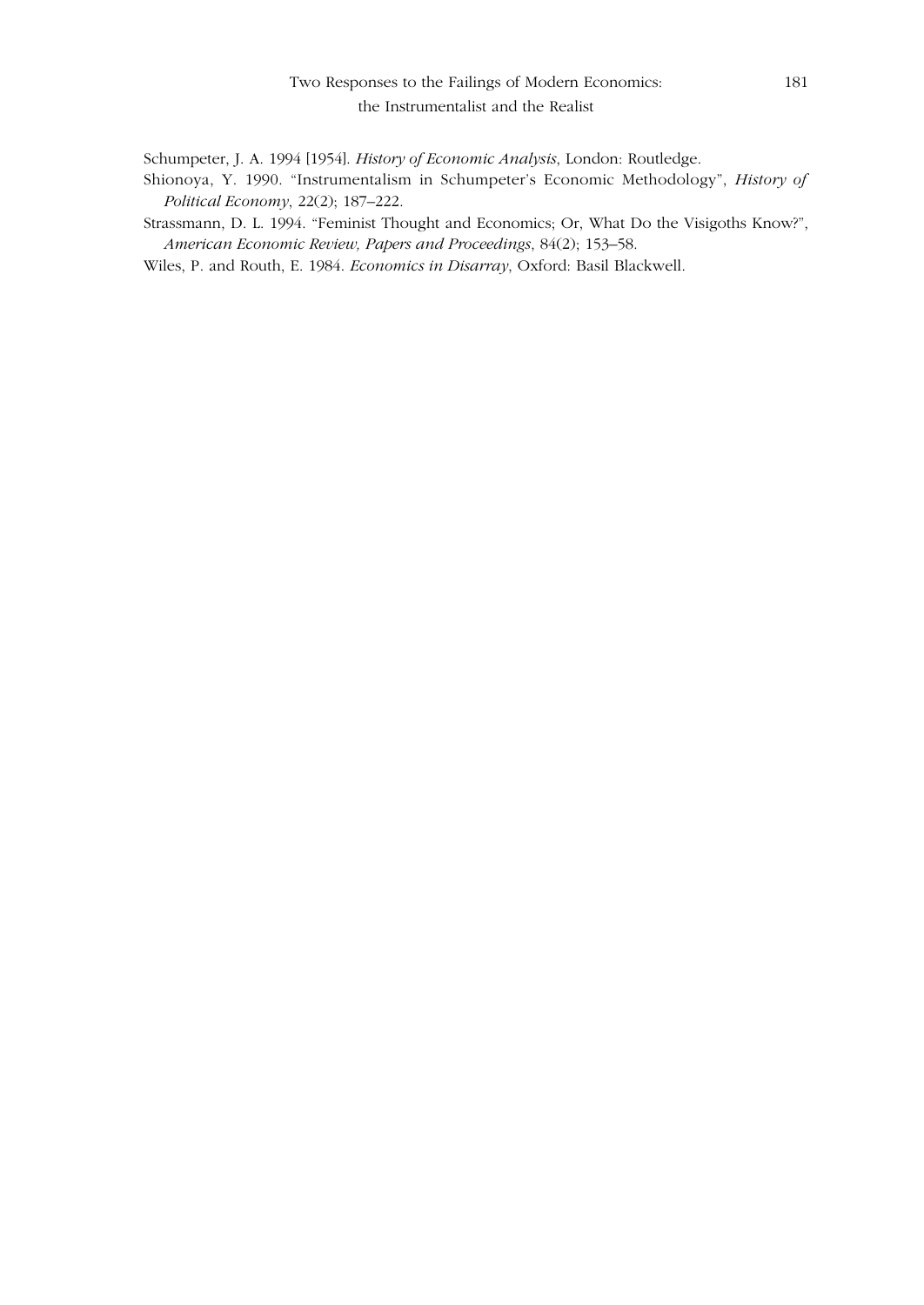Schumpeter, J. A. 1994 [1954]. *History of Economic Analysis*, London: Routledge.

Shionoya, Y. 1990. "Instrumentalism in Schumpeter's Economic Methodology", *History of Political Economy*, 22(2); 187–222.

Strassmann, D. L. 1994. "Feminist Thought and Economics; Or, What Do the Visigoths Know?", *American Economic Review, Papers and Proceedings*, 84(2); 153–58.

Wiles, P. and Routh, E. 1984. *Economics in Disarray*, Oxford: Basil Blackwell.